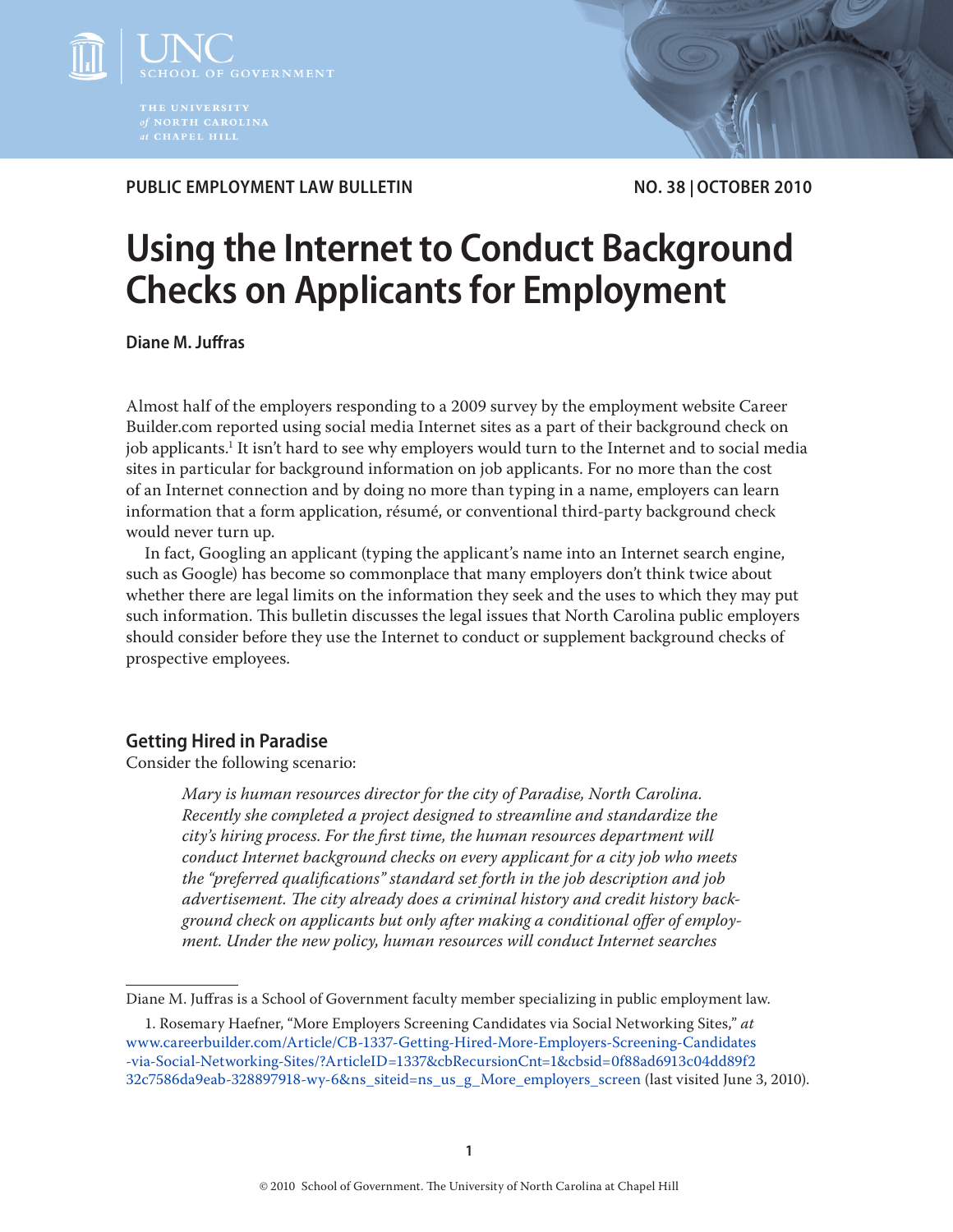PUBLIC EMPLOYMENT LAW BULLETIN | NO. 38 | OCTOBER 2010

# Using the Internet to Conduct Background Checks on Applicants for Employment

**Diane M. Juffras**

Almost half of the employers responding to a 2009 survey by the employment website Career Builder.com reported using social media Internet sites as a part of their background check on job applicants.[1] It isn't hard to see why employers would turn to the Internet and to social media sites in particular for background information on job applicants. For no more than the cost of an Internet connection and by doing no more than typing in a name, employers can learn information that a form application, résumé, or conventional third-party background check would never turn up.

In fact, Googling an applicant (typing the applicant's name into an Internet search engine, such as Google) has become so commonplace that many employers don't think twice about whether there are legal limits on the information they seek and the uses to which they may put such information. This bulletin discusses the legal issues that North Carolina public employers should consider before they use the Internet to conduct or supplement background checks of prospective employees.

## Getting Hired in Paradise

Consider the following scenario:

> *Mary is human resources director for the city of Paradise, North Carolina. Recently she completed a project designed to streamline and standardize the city's hiring process. For the first time, the human resources department will conduct Internet background checks on every applicant for a city job who meets the "preferred qualifications" standard set forth in the job description and job advertisement. The city already does a criminal history and credit history background check on applicants but only after making a conditional offer of employment. Under the new policy, human resources will conduct Internet searches*

---

Diane M. Juffras is a School of Government faculty member specializing in public employment law.

1. Rosemary Haefner, "More Employers Screening Candidates via Social Networking Sites," *at* www.careerbuilder.com/Article/CB-1337-Getting-Hired-More-Employers-Screening-Candidates-via-Social-Networking-Sites/?ArticleID=1337&cbRecursionCnt=1&cbsid=0f88ad6913c04dd89f232c7586da9eab-328897918-wy-6&ns_siteid=ns_us_g_More_employers_screen (last visited June 3, 2010).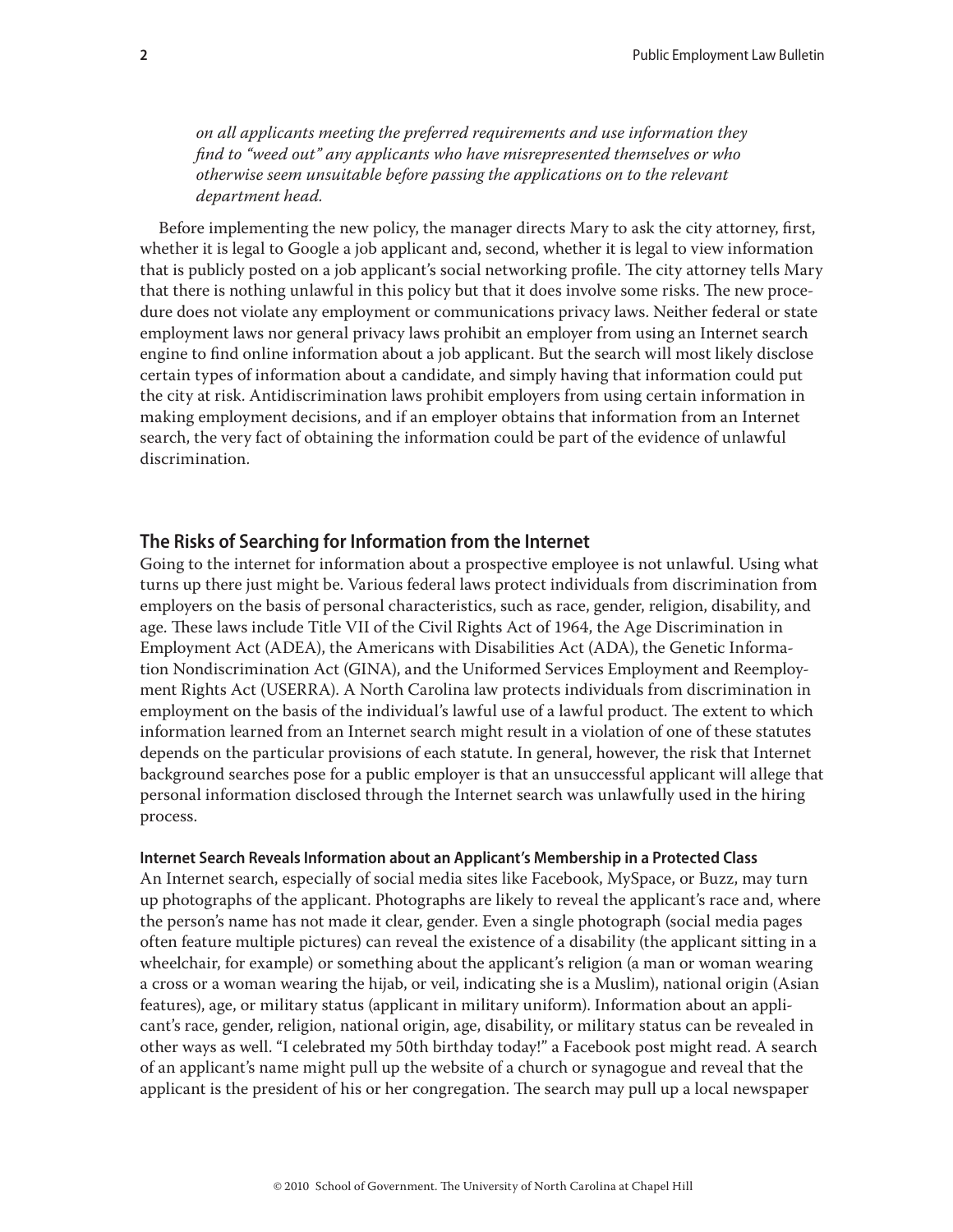*on all applicants meeting the preferred requirements and use information they find to "weed out" any applicants who have misrepresented themselves or who otherwise seem unsuitable before passing the applications on to the relevant department head.*

Before implementing the new policy, the manager directs Mary to ask the city attorney, first, whether it is legal to Google a job applicant and, second, whether it is legal to view information that is publicly posted on a job applicant's social networking profile. The city attorney tells Mary that there is nothing unlawful in this policy but that it does involve some risks. The new procedure does not violate any employment or communications privacy laws. Neither federal or state employment laws nor general privacy laws prohibit an employer from using an Internet search engine to find online information about a job applicant. But the search will most likely disclose certain types of information about a candidate, and simply having that information could put the city at risk. Antidiscrimination laws prohibit employers from using certain information in making employment decisions, and if an employer obtains that information from an Internet search, the very fact of obtaining the information could be part of the evidence of unlawful discrimination.

## The Risks of Searching for Information from the Internet

Going to the internet for information about a prospective employee is not unlawful. Using what turns up there just might be. Various federal laws protect individuals from discrimination from employers on the basis of personal characteristics, such as race, gender, religion, disability, and age. These laws include Title VII of the Civil Rights Act of 1964, the Age Discrimination in Employment Act (ADEA), the Americans with Disabilities Act (ADA), the Genetic Information Nondiscrimination Act (GINA), and the Uniformed Services Employment and Reemployment Rights Act (USERRA). A North Carolina law protects individuals from discrimination in employment on the basis of the individual's lawful use of a lawful product. The extent to which information learned from an Internet search might result in a violation of one of these statutes depends on the particular provisions of each statute. In general, however, the risk that Internet background searches pose for a public employer is that an unsuccessful applicant will allege that personal information disclosed through the Internet search was unlawfully used in the hiring process.

### Internet Search Reveals Information about an Applicant's Membership in a Protected Class

An Internet search, especially of social media sites like Facebook, MySpace, or Buzz, may turn up photographs of the applicant. Photographs are likely to reveal the applicant's race and, where the person's name has not made it clear, gender. Even a single photograph (social media pages often feature multiple pictures) can reveal the existence of a disability (the applicant sitting in a wheelchair, for example) or something about the applicant's religion (a man or woman wearing a cross or a woman wearing the hijab, or veil, indicating she is a Muslim), national origin (Asian features), age, or military status (applicant in military uniform). Information about an applicant's race, gender, religion, national origin, age, disability, or military status can be revealed in other ways as well. "I celebrated my 50th birthday today!" a Facebook post might read. A search of an applicant's name might pull up the website of a church or synagogue and reveal that the applicant is the president of his or her congregation. The search may pull up a local newspaper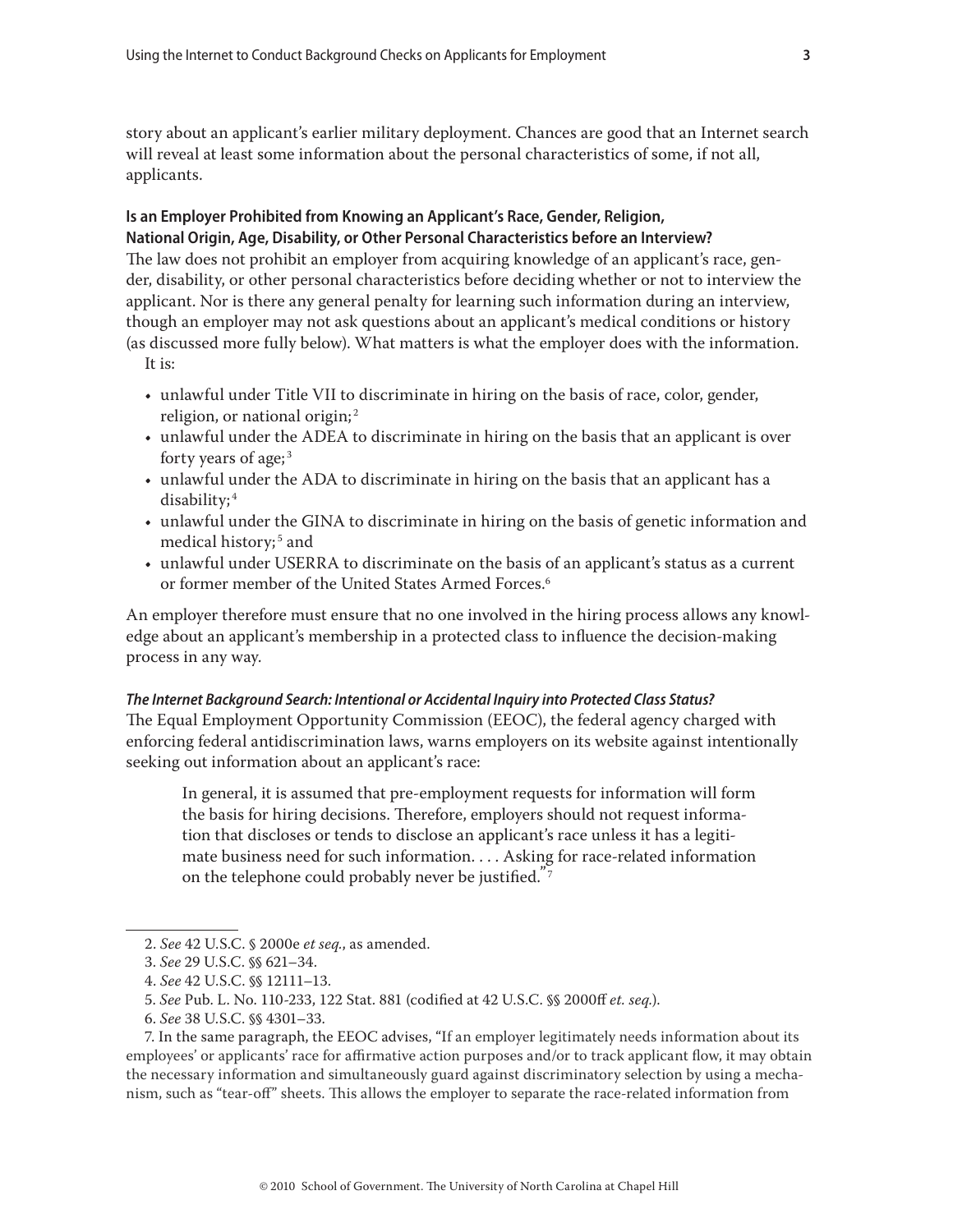story about an applicant's earlier military deployment. Chances are good that an Internet search will reveal at least some information about the personal characteristics of some, if not all, applicants.

**Is an Employer Prohibited from Knowing an Applicant's Race, Gender, Religion, National Origin, Age, Disability, or Other Personal Characteristics before an Interview?**

The law does not prohibit an employer from acquiring knowledge of an applicant's race, gender, disability, or other personal characteristics before deciding whether or not to interview the applicant. Nor is there any general penalty for learning such information during an interview, though an employer may not ask questions about an applicant's medical conditions or history (as discussed more fully below). What matters is what the employer does with the information.

It is:

- unlawful under Title VII to discriminate in hiring on the basis of race, color, gender, religion, or national origin;[2]
- unlawful under the ADEA to discriminate in hiring on the basis that an applicant is over forty years of age;[3]
- unlawful under the ADA to discriminate in hiring on the basis that an applicant has a disability;[4]
- unlawful under the GINA to discriminate in hiring on the basis of genetic information and medical history;[5] and
- unlawful under USERRA to discriminate on the basis of an applicant's status as a current or former member of the United States Armed Forces.[6]

An employer therefore must ensure that no one involved in the hiring process allows any knowledge about an applicant's membership in a protected class to influence the decision-making process in any way.

***The Internet Background Search: Intentional or Accidental Inquiry into Protected Class Status?***

The Equal Employment Opportunity Commission (EEOC), the federal agency charged with enforcing federal antidiscrimination laws, warns employers on its website against intentionally seeking out information about an applicant's race:

> In general, it is assumed that pre-employment requests for information will form the basis for hiring decisions. Therefore, employers should not request information that discloses or tends to disclose an applicant's race unless it has a legitimate business need for such information. . . . Asking for race-related information on the telephone could probably never be justified."[7]

---

2. *See* 42 U.S.C. § 2000e *et seq.*, as amended.

3. *See* 29 U.S.C. §§ 621–34.

4. *See* 42 U.S.C. §§ 12111–13.

5. *See* Pub. L. No. 110-233, 122 Stat. 881 (codified at 42 U.S.C. §§ 2000ff *et. seq.*).

6. *See* 38 U.S.C. §§ 4301–33.

7. In the same paragraph, the EEOC advises, "If an employer legitimately needs information about its employees' or applicants' race for affirmative action purposes and/or to track applicant flow, it may obtain the necessary information and simultaneously guard against discriminatory selection by using a mechanism, such as "tear-off" sheets. This allows the employer to separate the race-related information from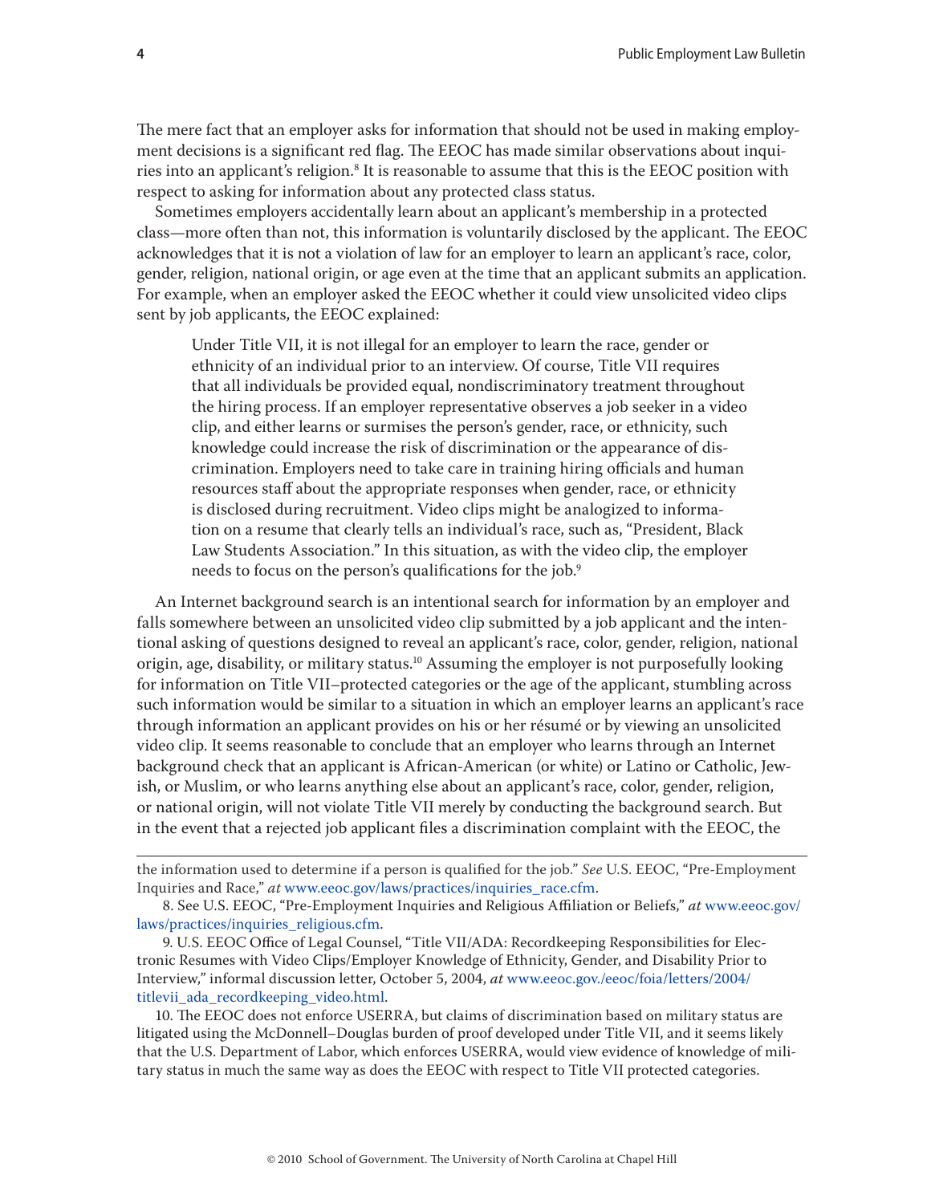The mere fact that an employer asks for information that should not be used in making employment decisions is a significant red flag. The EEOC has made similar observations about inquiries into an applicant's religion.[8] It is reasonable to assume that this is the EEOC position with respect to asking for information about any protected class status.

Sometimes employers accidentally learn about an applicant's membership in a protected class—more often than not, this information is voluntarily disclosed by the applicant. The EEOC acknowledges that it is not a violation of law for an employer to learn an applicant's race, color, gender, religion, national origin, or age even at the time that an applicant submits an application. For example, when an employer asked the EEOC whether it could view unsolicited video clips sent by job applicants, the EEOC explained:

> Under Title VII, it is not illegal for an employer to learn the race, gender or ethnicity of an individual prior to an interview. Of course, Title VII requires that all individuals be provided equal, nondiscriminatory treatment throughout the hiring process. If an employer representative observes a job seeker in a video clip, and either learns or surmises the person's gender, race, or ethnicity, such knowledge could increase the risk of discrimination or the appearance of discrimination. Employers need to take care in training hiring officials and human resources staff about the appropriate responses when gender, race, or ethnicity is disclosed during recruitment. Video clips might be analogized to information on a resume that clearly tells an individual's race, such as, "President, Black Law Students Association." In this situation, as with the video clip, the employer needs to focus on the person's qualifications for the job.[9]

An Internet background search is an intentional search for information by an employer and falls somewhere between an unsolicited video clip submitted by a job applicant and the intentional asking of questions designed to reveal an applicant's race, color, gender, religion, national origin, age, disability, or military status.[10] Assuming the employer is not purposefully looking for information on Title VII–protected categories or the age of the applicant, stumbling across such information would be similar to a situation in which an employer learns an applicant's race through information an applicant provides on his or her résumé or by viewing an unsolicited video clip. It seems reasonable to conclude that an employer who learns through an Internet background check that an applicant is African-American (or white) or Latino or Catholic, Jewish, or Muslim, or who learns anything else about an applicant's race, color, gender, religion, or national origin, will not violate Title VII merely by conducting the background search. But in the event that a rejected job applicant files a discrimination complaint with the EEOC, the

---

the information used to determine if a person is qualified for the job." *See* U.S. EEOC, "Pre-Employment Inquiries and Race," *at* www.eeoc.gov/laws/practices/inquiries_race.cfm.

8. See U.S. EEOC, "Pre-Employment Inquiries and Religious Affiliation or Beliefs," *at* www.eeoc.gov/laws/practices/inquiries_religious.cfm.

9. U.S. EEOC Office of Legal Counsel, "Title VII/ADA: Recordkeeping Responsibilities for Electronic Resumes with Video Clips/Employer Knowledge of Ethnicity, Gender, and Disability Prior to Interview," informal discussion letter, October 5, 2004, *at* www.eeoc.gov./eeoc/foia/letters/2004/titlevii_ada_recordkeeping_video.html.

10. The EEOC does not enforce USERRA, but claims of discrimination based on military status are litigated using the McDonnell–Douglas burden of proof developed under Title VII, and it seems likely that the U.S. Department of Labor, which enforces USERRA, would view evidence of knowledge of military status in much the same way as does the EEOC with respect to Title VII protected categories.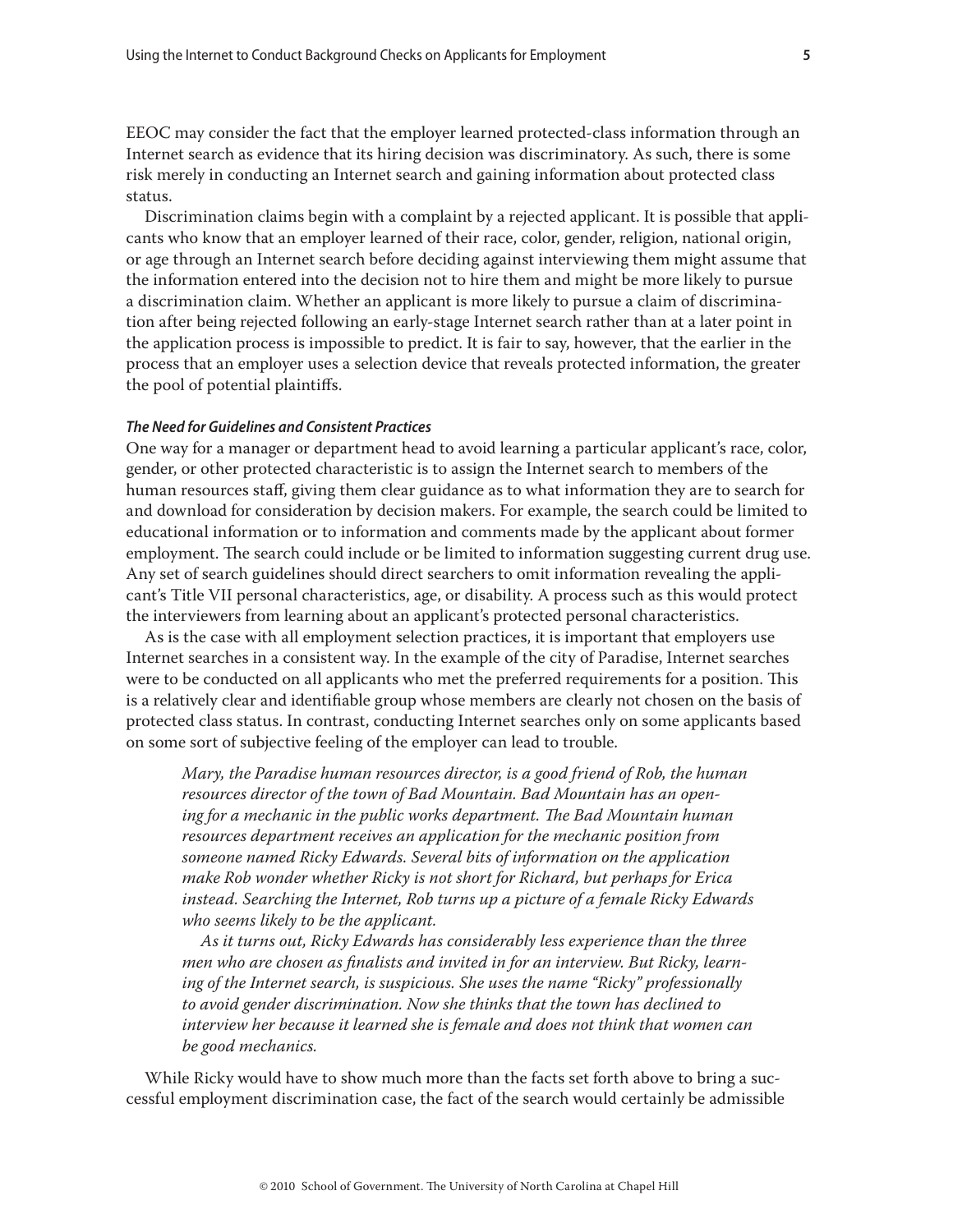EEOC may consider the fact that the employer learned protected-class information through an Internet search as evidence that its hiring decision was discriminatory. As such, there is some risk merely in conducting an Internet search and gaining information about protected class status.

Discrimination claims begin with a complaint by a rejected applicant. It is possible that applicants who know that an employer learned of their race, color, gender, religion, national origin, or age through an Internet search before deciding against interviewing them might assume that the information entered into the decision not to hire them and might be more likely to pursue a discrimination claim. Whether an applicant is more likely to pursue a claim of discrimination after being rejected following an early-stage Internet search rather than at a later point in the application process is impossible to predict. It is fair to say, however, that the earlier in the process that an employer uses a selection device that reveals protected information, the greater the pool of potential plaintiffs.

#### *The Need for Guidelines and Consistent Practices*

One way for a manager or department head to avoid learning a particular applicant's race, color, gender, or other protected characteristic is to assign the Internet search to members of the human resources staff, giving them clear guidance as to what information they are to search for and download for consideration by decision makers. For example, the search could be limited to educational information or to information and comments made by the applicant about former employment. The search could include or be limited to information suggesting current drug use. Any set of search guidelines should direct searchers to omit information revealing the applicant's Title VII personal characteristics, age, or disability. A process such as this would protect the interviewers from learning about an applicant's protected personal characteristics.

As is the case with all employment selection practices, it is important that employers use Internet searches in a consistent way. In the example of the city of Paradise, Internet searches were to be conducted on all applicants who met the preferred requirements for a position. This is a relatively clear and identifiable group whose members are clearly not chosen on the basis of protected class status. In contrast, conducting Internet searches only on some applicants based on some sort of subjective feeling of the employer can lead to trouble.

> *Mary, the Paradise human resources director, is a good friend of Rob, the human resources director of the town of Bad Mountain. Bad Mountain has an opening for a mechanic in the public works department. The Bad Mountain human resources department receives an application for the mechanic position from someone named Ricky Edwards. Several bits of information on the application make Rob wonder whether Ricky is not short for Richard, but perhaps for Erica instead. Searching the Internet, Rob turns up a picture of a female Ricky Edwards who seems likely to be the applicant.*
>
> *As it turns out, Ricky Edwards has considerably less experience than the three men who are chosen as finalists and invited in for an interview. But Ricky, learning of the Internet search, is suspicious. She uses the name "Ricky" professionally to avoid gender discrimination. Now she thinks that the town has declined to interview her because it learned she is female and does not think that women can be good mechanics.*

While Ricky would have to show much more than the facts set forth above to bring a successful employment discrimination case, the fact of the search would certainly be admissible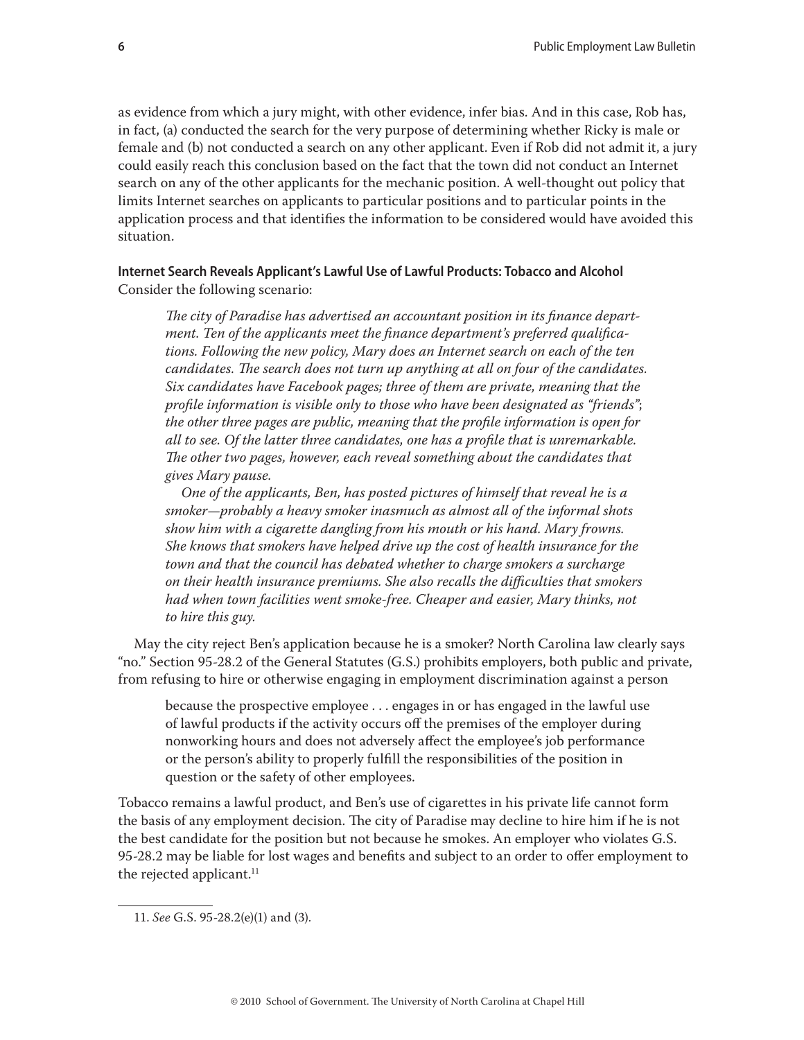as evidence from which a jury might, with other evidence, infer bias. And in this case, Rob has, in fact, (a) conducted the search for the very purpose of determining whether Ricky is male or female and (b) not conducted a search on any other applicant. Even if Rob did not admit it, a jury could easily reach this conclusion based on the fact that the town did not conduct an Internet search on any of the other applicants for the mechanic position. A well-thought out policy that limits Internet searches on applicants to particular positions and to particular points in the application process and that identifies the information to be considered would have avoided this situation.

**Internet Search Reveals Applicant's Lawful Use of Lawful Products: Tobacco and Alcohol**

Consider the following scenario:

> *The city of Paradise has advertised an accountant position in its finance department. Ten of the applicants meet the finance department's preferred qualifications. Following the new policy, Mary does an Internet search on each of the ten candidates. The search does not turn up anything at all on four of the candidates. Six candidates have Facebook pages; three of them are private, meaning that the profile information is visible only to those who have been designated as "friends"; the other three pages are public, meaning that the profile information is open for all to see. Of the latter three candidates, one has a profile that is unremarkable. The other two pages, however, each reveal something about the candidates that gives Mary pause.*
>
> *One of the applicants, Ben, has posted pictures of himself that reveal he is a smoker—probably a heavy smoker inasmuch as almost all of the informal shots show him with a cigarette dangling from his mouth or his hand. Mary frowns. She knows that smokers have helped drive up the cost of health insurance for the town and that the council has debated whether to charge smokers a surcharge on their health insurance premiums. She also recalls the difficulties that smokers had when town facilities went smoke-free. Cheaper and easier, Mary thinks, not to hire this guy.*

May the city reject Ben's application because he is a smoker? North Carolina law clearly says "no." Section 95-28.2 of the General Statutes (G.S.) prohibits employers, both public and private, from refusing to hire or otherwise engaging in employment discrimination against a person

> because the prospective employee . . . engages in or has engaged in the lawful use of lawful products if the activity occurs off the premises of the employer during nonworking hours and does not adversely affect the employee's job performance or the person's ability to properly fulfill the responsibilities of the position in question or the safety of other employees.

Tobacco remains a lawful product, and Ben's use of cigarettes in his private life cannot form the basis of any employment decision. The city of Paradise may decline to hire him if he is not the best candidate for the position but not because he smokes. An employer who violates G.S. 95-28.2 may be liable for lost wages and benefits and subject to an order to offer employment to the rejected applicant.[11]

---

11. *See* G.S. 95-28.2(e)(1) and (3).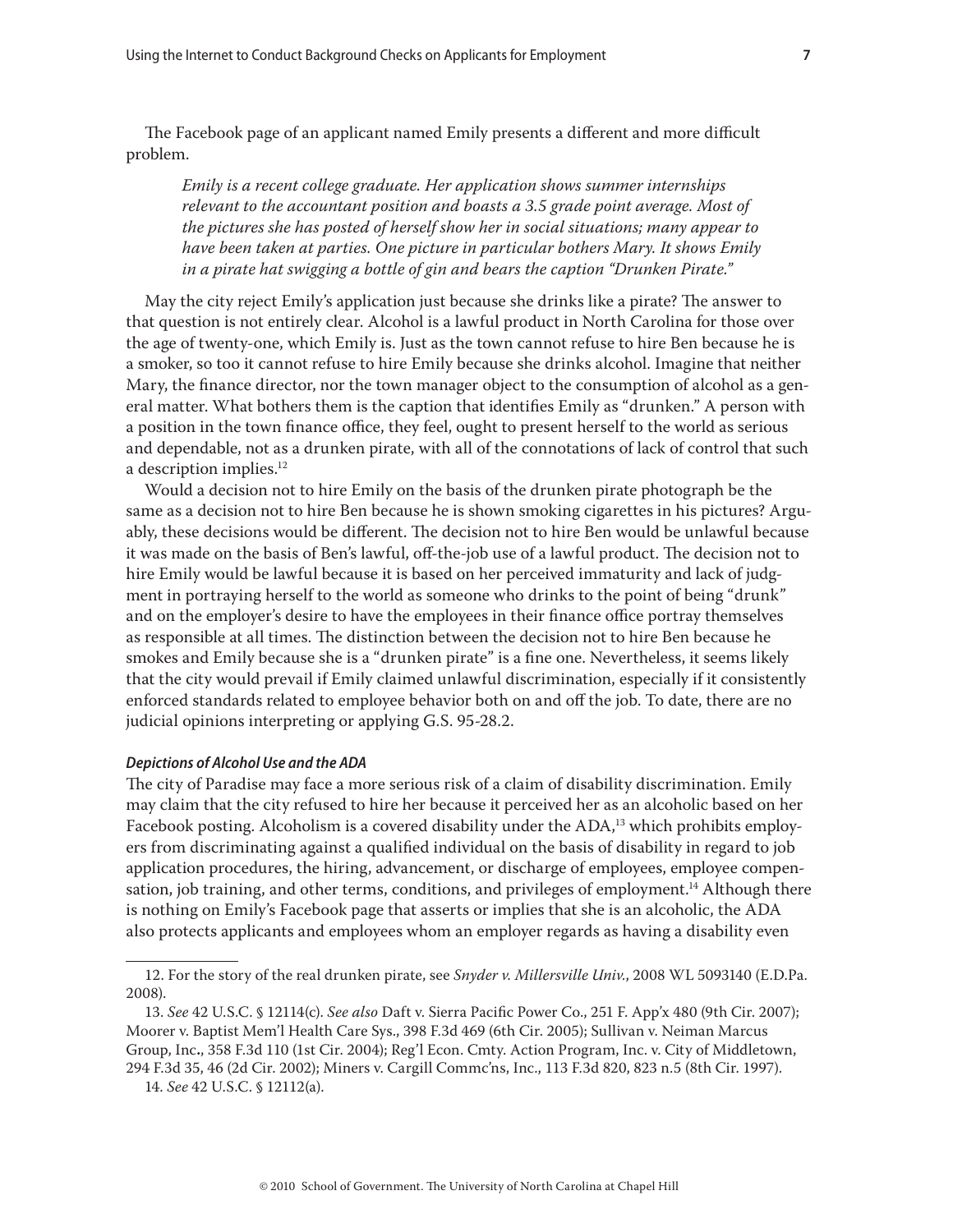The Facebook page of an applicant named Emily presents a different and more difficult problem.

> *Emily is a recent college graduate. Her application shows summer internships relevant to the accountant position and boasts a 3.5 grade point average. Most of the pictures she has posted of herself show her in social situations; many appear to have been taken at parties. One picture in particular bothers Mary. It shows Emily in a pirate hat swigging a bottle of gin and bears the caption "Drunken Pirate."*

May the city reject Emily's application just because she drinks like a pirate? The answer to that question is not entirely clear. Alcohol is a lawful product in North Carolina for those over the age of twenty-one, which Emily is. Just as the town cannot refuse to hire Ben because he is a smoker, so too it cannot refuse to hire Emily because she drinks alcohol. Imagine that neither Mary, the finance director, nor the town manager object to the consumption of alcohol as a general matter. What bothers them is the caption that identifies Emily as "drunken." A person with a position in the town finance office, they feel, ought to present herself to the world as serious and dependable, not as a drunken pirate, with all of the connotations of lack of control that such a description implies.[12]

Would a decision not to hire Emily on the basis of the drunken pirate photograph be the same as a decision not to hire Ben because he is shown smoking cigarettes in his pictures? Arguably, these decisions would be different. The decision not to hire Ben would be unlawful because it was made on the basis of Ben's lawful, off-the-job use of a lawful product. The decision not to hire Emily would be lawful because it is based on her perceived immaturity and lack of judgment in portraying herself to the world as someone who drinks to the point of being "drunk" and on the employer's desire to have the employees in their finance office portray themselves as responsible at all times. The distinction between the decision not to hire Ben because he smokes and Emily because she is a "drunken pirate" is a fine one. Nevertheless, it seems likely that the city would prevail if Emily claimed unlawful discrimination, especially if it consistently enforced standards related to employee behavior both on and off the job. To date, there are no judicial opinions interpreting or applying G.S. 95-28.2.

#### *Depictions of Alcohol Use and the ADA*

The city of Paradise may face a more serious risk of a claim of disability discrimination. Emily may claim that the city refused to hire her because it perceived her as an alcoholic based on her Facebook posting. Alcoholism is a covered disability under the ADA,[13] which prohibits employers from discriminating against a qualified individual on the basis of disability in regard to job application procedures, the hiring, advancement, or discharge of employees, employee compensation, job training, and other terms, conditions, and privileges of employment.[14] Although there is nothing on Emily's Facebook page that asserts or implies that she is an alcoholic, the ADA also protects applicants and employees whom an employer regards as having a disability even

---

12. For the story of the real drunken pirate, see *Snyder v. Millersville Univ.*, 2008 WL 5093140 (E.D.Pa. 2008).

13. *See* 42 U.S.C. § 12114(c). *See also* Daft v. Sierra Pacific Power Co., 251 F. App'x 480 (9th Cir. 2007); Moorer v. Baptist Mem'l Health Care Sys., 398 F.3d 469 (6th Cir. 2005); Sullivan v. Neiman Marcus Group, Inc., 358 F.3d 110 (1st Cir. 2004); Reg'l Econ. Cmty. Action Program, Inc. v. City of Middletown, 294 F.3d 35, 46 (2d Cir. 2002); Miners v. Cargill Commc'ns, Inc., 113 F.3d 820, 823 n.5 (8th Cir. 1997).

14. *See* 42 U.S.C. § 12112(a).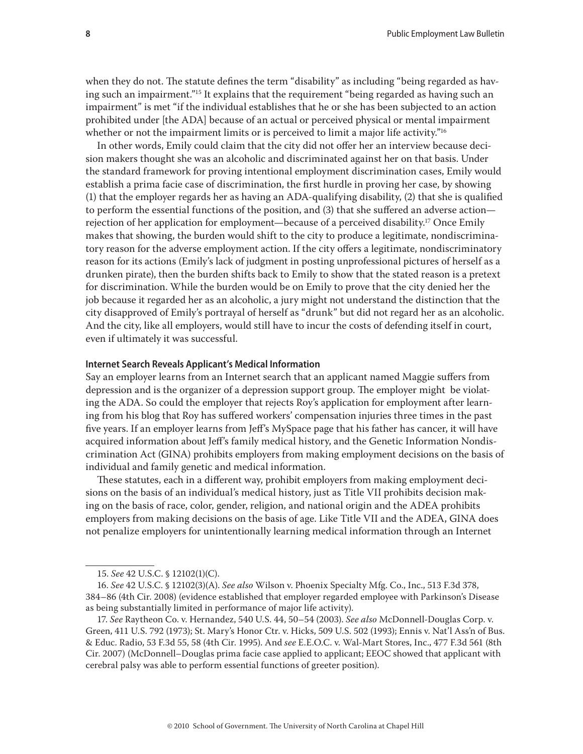when they do not. The statute defines the term "disability" as including "being regarded as having such an impairment."[15] It explains that the requirement "being regarded as having such an impairment" is met "if the individual establishes that he or she has been subjected to an action prohibited under [the ADA] because of an actual or perceived physical or mental impairment whether or not the impairment limits or is perceived to limit a major life activity."[16]

In other words, Emily could claim that the city did not offer her an interview because decision makers thought she was an alcoholic and discriminated against her on that basis. Under the standard framework for proving intentional employment discrimination cases, Emily would establish a prima facie case of discrimination, the first hurdle in proving her case, by showing (1) that the employer regards her as having an ADA-qualifying disability, (2) that she is qualified to perform the essential functions of the position, and (3) that she suffered an adverse action—rejection of her application for employment—because of a perceived disability.[17] Once Emily makes that showing, the burden would shift to the city to produce a legitimate, nondiscriminatory reason for the adverse employment action. If the city offers a legitimate, nondiscriminatory reason for its actions (Emily's lack of judgment in posting unprofessional pictures of herself as a drunken pirate), then the burden shifts back to Emily to show that the stated reason is a pretext for discrimination. While the burden would be on Emily to prove that the city denied her the job because it regarded her as an alcoholic, a jury might not understand the distinction that the city disapproved of Emily's portrayal of herself as "drunk" but did not regard her as an alcoholic. And the city, like all employers, would still have to incur the costs of defending itself in court, even if ultimately it was successful.

#### Internet Search Reveals Applicant's Medical Information

Say an employer learns from an Internet search that an applicant named Maggie suffers from depression and is the organizer of a depression support group. The employer might be violating the ADA. So could the employer that rejects Roy's application for employment after learning from his blog that Roy has suffered workers' compensation injuries three times in the past five years. If an employer learns from Jeff's MySpace page that his father has cancer, it will have acquired information about Jeff's family medical history, and the Genetic Information Nondiscrimination Act (GINA) prohibits employers from making employment decisions on the basis of individual and family genetic and medical information.

These statutes, each in a different way, prohibit employers from making employment decisions on the basis of an individual's medical history, just as Title VII prohibits decision making on the basis of race, color, gender, religion, and national origin and the ADEA prohibits employers from making decisions on the basis of age. Like Title VII and the ADEA, GINA does not penalize employers for unintentionally learning medical information through an Internet

---

15. *See* 42 U.S.C. § 12102(1)(C).

16. *See* 42 U.S.C. § 12102(3)(A). *See also* Wilson v. Phoenix Specialty Mfg. Co., Inc., 513 F.3d 378, 384–86 (4th Cir. 2008) (evidence established that employer regarded employee with Parkinson's Disease as being substantially limited in performance of major life activity).

17. *See* Raytheon Co. v. Hernandez, 540 U.S. 44, 50–54 (2003). *See also* McDonnell-Douglas Corp. v. Green, 411 U.S. 792 (1973); St. Mary's Honor Ctr. v. Hicks, 509 U.S. 502 (1993); Ennis v. Nat'l Ass'n of Bus. & Educ. Radio, 53 F.3d 55, 58 (4th Cir. 1995). And *see* E.E.O.C. v. Wal-Mart Stores, Inc., 477 F.3d 561 (8th Cir. 2007) (McDonnell–Douglas prima facie case applied to applicant; EEOC showed that applicant with cerebral palsy was able to perform essential functions of greeter position).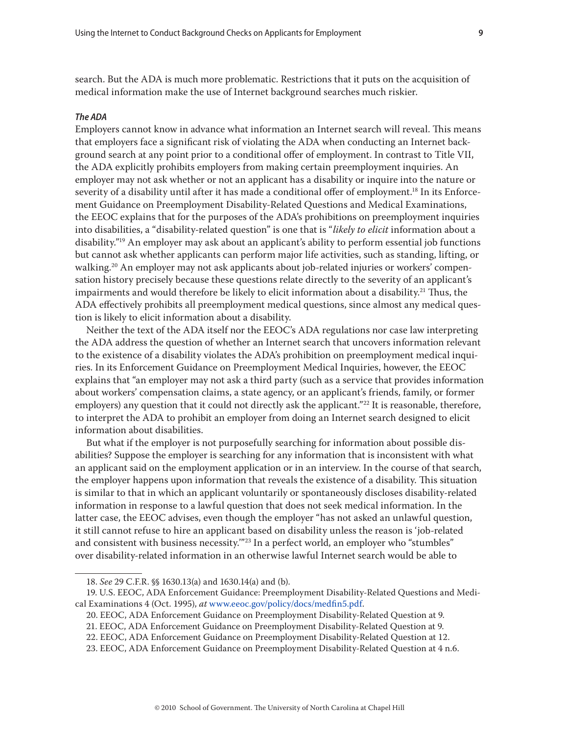search. But the ADA is much more problematic. Restrictions that it puts on the acquisition of medical information make the use of Internet background searches much riskier.

#### *The ADA*

Employers cannot know in advance what information an Internet search will reveal. This means that employers face a significant risk of violating the ADA when conducting an Internet background search at any point prior to a conditional offer of employment. In contrast to Title VII, the ADA explicitly prohibits employers from making certain preemployment inquiries. An employer may not ask whether or not an applicant has a disability or inquire into the nature or severity of a disability until after it has made a conditional offer of employment.[18] In its Enforcement Guidance on Preemployment Disability-Related Questions and Medical Examinations, the EEOC explains that for the purposes of the ADA's prohibitions on preemployment inquiries into disabilities, a "disability-related question" is one that is "*likely to elicit* information about a disability."[19] An employer may ask about an applicant's ability to perform essential job functions but cannot ask whether applicants can perform major life activities, such as standing, lifting, or walking.[20] An employer may not ask applicants about job-related injuries or workers' compensation history precisely because these questions relate directly to the severity of an applicant's impairments and would therefore be likely to elicit information about a disability.[21] Thus, the ADA effectively prohibits all preemployment medical questions, since almost any medical question is likely to elicit information about a disability.

Neither the text of the ADA itself nor the EEOC's ADA regulations nor case law interpreting the ADA address the question of whether an Internet search that uncovers information relevant to the existence of a disability violates the ADA's prohibition on preemployment medical inquiries. In its Enforcement Guidance on Preemployment Medical Inquiries, however, the EEOC explains that "an employer may not ask a third party (such as a service that provides information about workers' compensation claims, a state agency, or an applicant's friends, family, or former employers) any question that it could not directly ask the applicant."[22] It is reasonable, therefore, to interpret the ADA to prohibit an employer from doing an Internet search designed to elicit information about disabilities.

But what if the employer is not purposefully searching for information about possible disabilities? Suppose the employer is searching for any information that is inconsistent with what an applicant said on the employment application or in an interview. In the course of that search, the employer happens upon information that reveals the existence of a disability. This situation is similar to that in which an applicant voluntarily or spontaneously discloses disability-related information in response to a lawful question that does not seek medical information. In the latter case, the EEOC advises, even though the employer "has not asked an unlawful question, it still cannot refuse to hire an applicant based on disability unless the reason is 'job-related and consistent with business necessity.'"[23] In a perfect world, an employer who "stumbles" over disability-related information in an otherwise lawful Internet search would be able to

---

18. *See* 29 C.F.R. §§ 1630.13(a) and 1630.14(a) and (b).

19. U.S. EEOC, ADA Enforcement Guidance: Preemployment Disability-Related Questions and Medical Examinations 4 (Oct. 1995), *at* www.eeoc.gov/policy/docs/medfin5.pdf.

20. EEOC, ADA Enforcement Guidance on Preemployment Disability-Related Question at 9.

21. EEOC, ADA Enforcement Guidance on Preemployment Disability-Related Question at 9.

22. EEOC, ADA Enforcement Guidance on Preemployment Disability-Related Question at 12.

23. EEOC, ADA Enforcement Guidance on Preemployment Disability-Related Question at 4 n.6.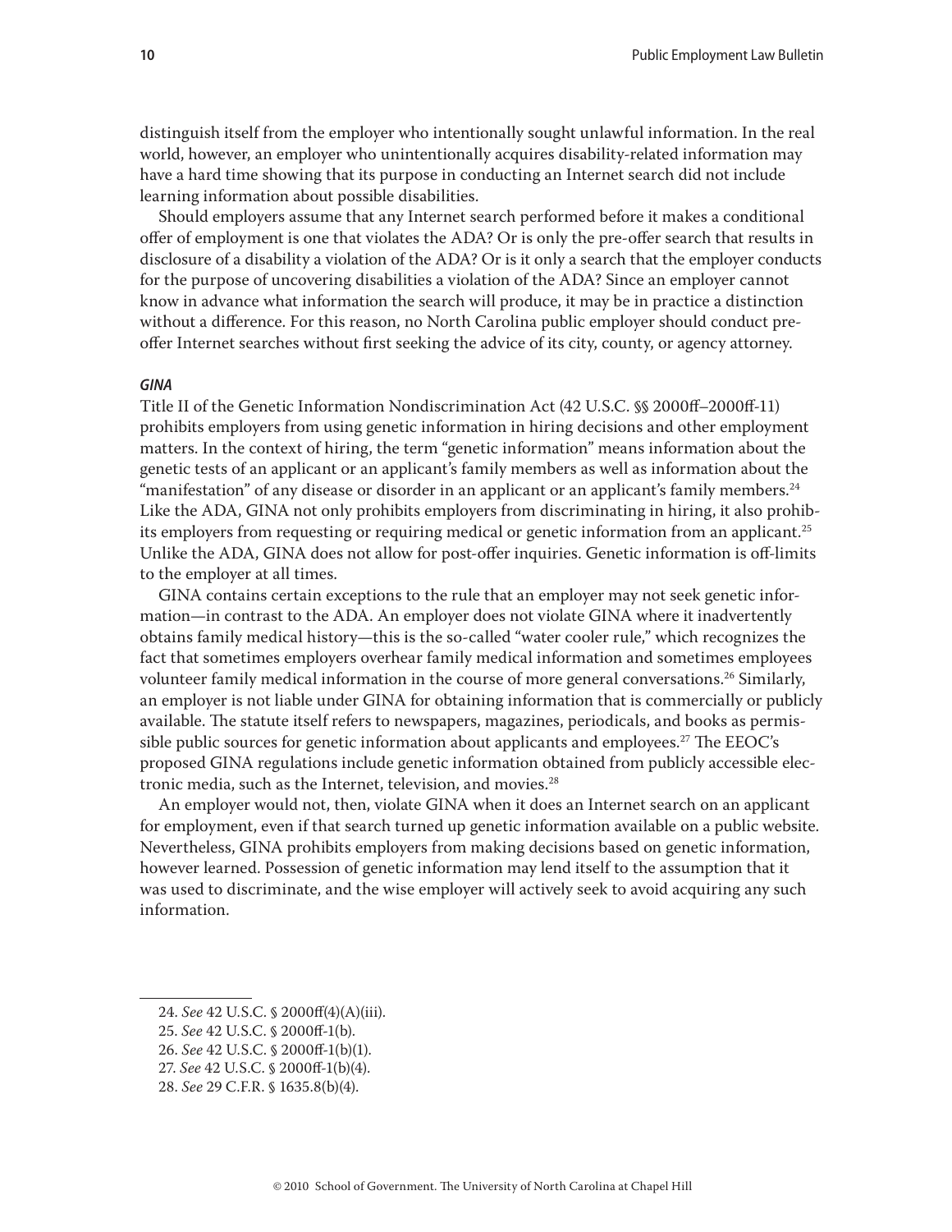distinguish itself from the employer who intentionally sought unlawful information. In the real world, however, an employer who unintentionally acquires disability-related information may have a hard time showing that its purpose in conducting an Internet search did not include learning information about possible disabilities.

Should employers assume that any Internet search performed before it makes a conditional offer of employment is one that violates the ADA? Or is only the pre-offer search that results in disclosure of a disability a violation of the ADA? Or is it only a search that the employer conducts for the purpose of uncovering disabilities a violation of the ADA? Since an employer cannot know in advance what information the search will produce, it may be in practice a distinction without a difference. For this reason, no North Carolina public employer should conduct pre-offer Internet searches without first seeking the advice of its city, county, or agency attorney.

#### *GINA*

Title II of the Genetic Information Nondiscrimination Act (42 U.S.C. §§ 2000ff–2000ff-11) prohibits employers from using genetic information in hiring decisions and other employment matters. In the context of hiring, the term "genetic information" means information about the genetic tests of an applicant or an applicant's family members as well as information about the "manifestation" of any disease or disorder in an applicant or an applicant's family members.[24] Like the ADA, GINA not only prohibits employers from discriminating in hiring, it also prohibits employers from requesting or requiring medical or genetic information from an applicant.[25] Unlike the ADA, GINA does not allow for post-offer inquiries. Genetic information is off-limits to the employer at all times.

GINA contains certain exceptions to the rule that an employer may not seek genetic information—in contrast to the ADA. An employer does not violate GINA where it inadvertently obtains family medical history—this is the so-called "water cooler rule," which recognizes the fact that sometimes employers overhear family medical information and sometimes employees volunteer family medical information in the course of more general conversations.[26] Similarly, an employer is not liable under GINA for obtaining information that is commercially or publicly available. The statute itself refers to newspapers, magazines, periodicals, and books as permissible public sources for genetic information about applicants and employees.[27] The EEOC's proposed GINA regulations include genetic information obtained from publicly accessible electronic media, such as the Internet, television, and movies.[28]

An employer would not, then, violate GINA when it does an Internet search on an applicant for employment, even if that search turned up genetic information available on a public website. Nevertheless, GINA prohibits employers from making decisions based on genetic information, however learned. Possession of genetic information may lend itself to the assumption that it was used to discriminate, and the wise employer will actively seek to avoid acquiring any such information.

---

24. *See* 42 U.S.C. § 2000ff(4)(A)(iii).
25. *See* 42 U.S.C. § 2000ff-1(b).
26. *See* 42 U.S.C. § 2000ff-1(b)(1).
27. *See* 42 U.S.C. § 2000ff-1(b)(4).
28. *See* 29 C.F.R. § 1635.8(b)(4).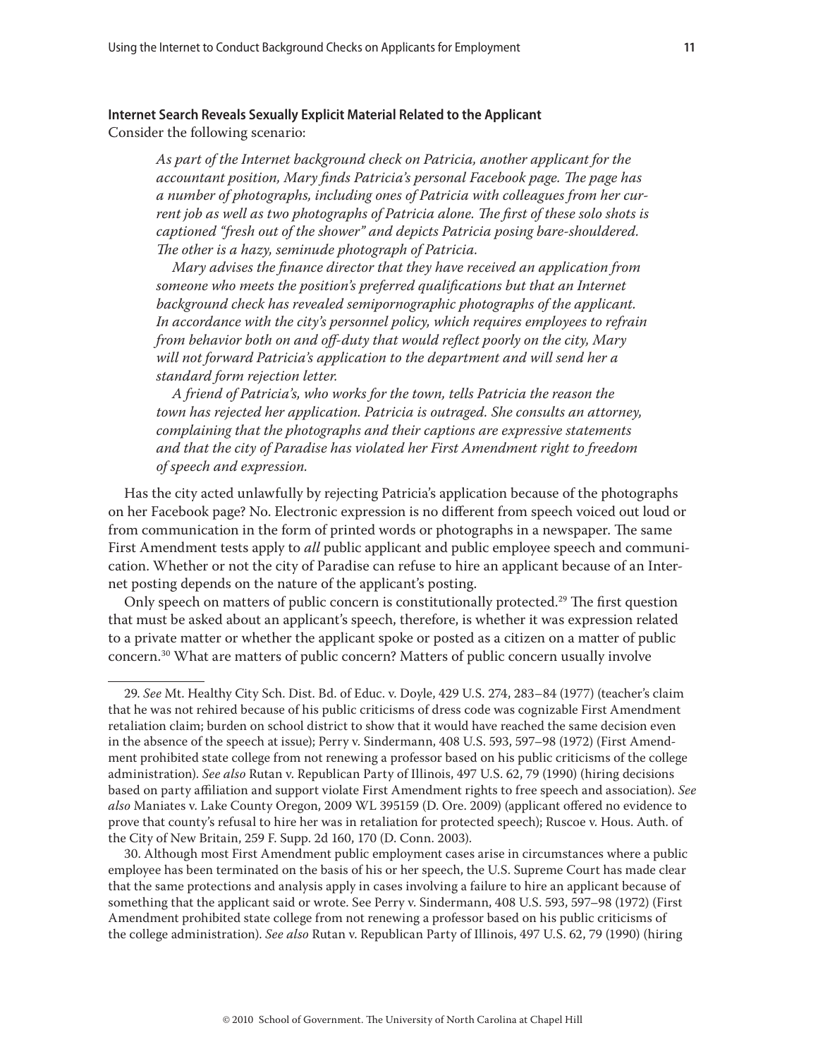**Internet Search Reveals Sexually Explicit Material Related to the Applicant**

Consider the following scenario:

> *As part of the Internet background check on Patricia, another applicant for the accountant position, Mary finds Patricia's personal Facebook page. The page has a number of photographs, including ones of Patricia with colleagues from her current job as well as two photographs of Patricia alone. The first of these solo shots is captioned "fresh out of the shower" and depicts Patricia posing bare-shouldered. The other is a hazy, seminude photograph of Patricia.*
>
> *Mary advises the finance director that they have received an application from someone who meets the position's preferred qualifications but that an Internet background check has revealed semipornographic photographs of the applicant. In accordance with the city's personnel policy, which requires employees to refrain from behavior both on and off-duty that would reflect poorly on the city, Mary will not forward Patricia's application to the department and will send her a standard form rejection letter.*
>
> *A friend of Patricia's, who works for the town, tells Patricia the reason the town has rejected her application. Patricia is outraged. She consults an attorney, complaining that the photographs and their captions are expressive statements and that the city of Paradise has violated her First Amendment right to freedom of speech and expression.*

Has the city acted unlawfully by rejecting Patricia's application because of the photographs on her Facebook page? No. Electronic expression is no different from speech voiced out loud or from communication in the form of printed words or photographs in a newspaper. The same First Amendment tests apply to *all* public applicant and public employee speech and communication. Whether or not the city of Paradise can refuse to hire an applicant because of an Internet posting depends on the nature of the applicant's posting.

Only speech on matters of public concern is constitutionally protected.[29] The first question that must be asked about an applicant's speech, therefore, is whether it was expression related to a private matter or whether the applicant spoke or posted as a citizen on a matter of public concern.[30] What are matters of public concern? Matters of public concern usually involve

---

29. *See* Mt. Healthy City Sch. Dist. Bd. of Educ. v. Doyle, 429 U.S. 274, 283–84 (1977) (teacher's claim that he was not rehired because of his public criticisms of dress code was cognizable First Amendment retaliation claim; burden on school district to show that it would have reached the same decision even in the absence of the speech at issue); Perry v. Sindermann, 408 U.S. 593, 597–98 (1972) (First Amendment prohibited state college from not renewing a professor based on his public criticisms of the college administration). *See also* Rutan v. Republican Party of Illinois, 497 U.S. 62, 79 (1990) (hiring decisions based on party affiliation and support violate First Amendment rights to free speech and association). *See also* Maniates v. Lake County Oregon, 2009 WL 395159 (D. Ore. 2009) (applicant offered no evidence to prove that county's refusal to hire her was in retaliation for protected speech); Ruscoe v. Hous. Auth. of the City of New Britain, 259 F. Supp. 2d 160, 170 (D. Conn. 2003).

30. Although most First Amendment public employment cases arise in circumstances where a public employee has been terminated on the basis of his or her speech, the U.S. Supreme Court has made clear that the same protections and analysis apply in cases involving a failure to hire an applicant because of something that the applicant said or wrote. See Perry v. Sindermann, 408 U.S. 593, 597–98 (1972) (First Amendment prohibited state college from not renewing a professor based on his public criticisms of the college administration). *See also* Rutan v. Republican Party of Illinois, 497 U.S. 62, 79 (1990) (hiring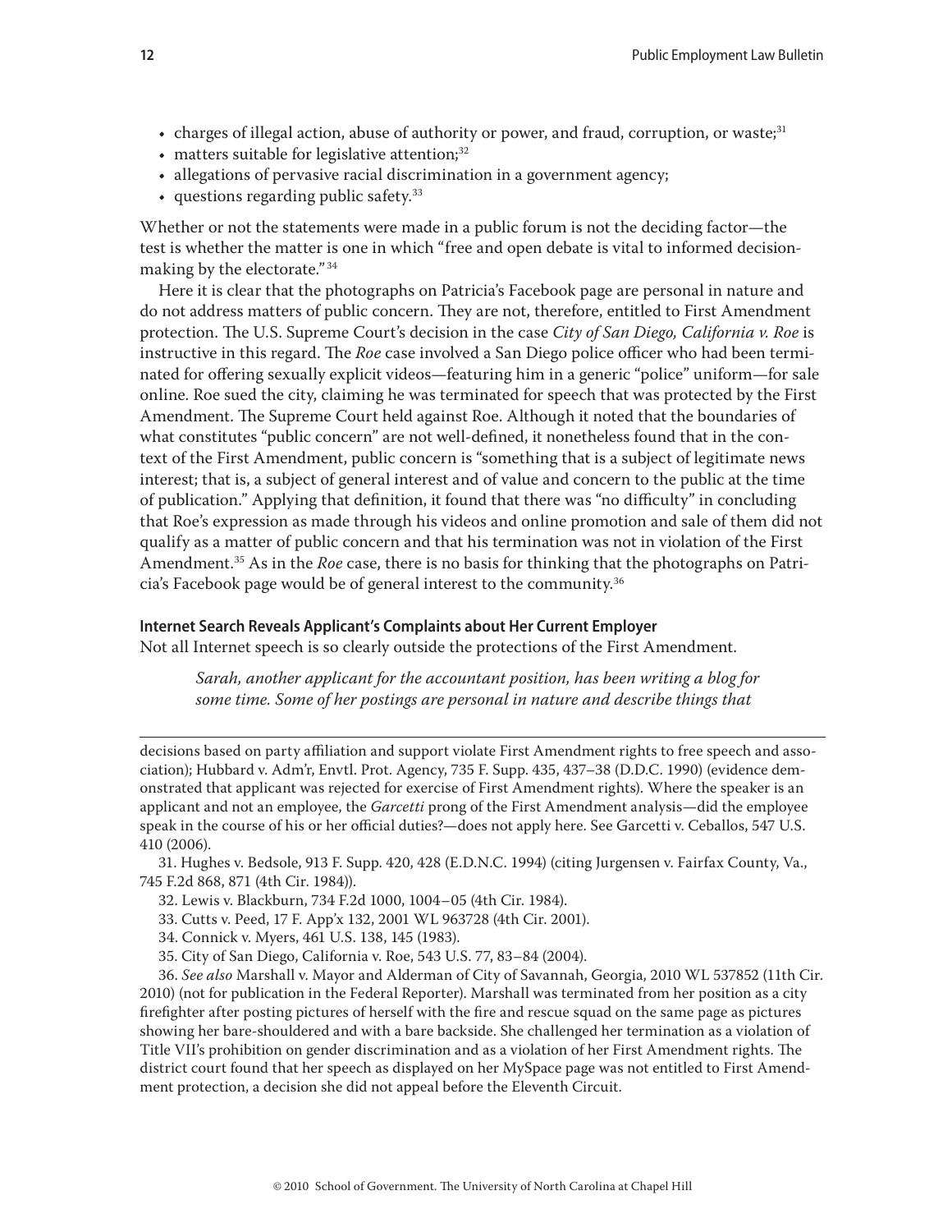- charges of illegal action, abuse of authority or power, and fraud, corruption, or waste;[31]
- matters suitable for legislative attention;[32]
- allegations of pervasive racial discrimination in a government agency;
- questions regarding public safety.[33]

Whether or not the statements were made in a public forum is not the deciding factor—the test is whether the matter is one in which "free and open debate is vital to informed decision-making by the electorate."[34]

Here it is clear that the photographs on Patricia's Facebook page are personal in nature and do not address matters of public concern. They are not, therefore, entitled to First Amendment protection. The U.S. Supreme Court's decision in the case *City of San Diego, California v. Roe* is instructive in this regard. The *Roe* case involved a San Diego police officer who had been terminated for offering sexually explicit videos—featuring him in a generic "police" uniform—for sale online. Roe sued the city, claiming he was terminated for speech that was protected by the First Amendment. The Supreme Court held against Roe. Although it noted that the boundaries of what constitutes "public concern" are not well-defined, it nonetheless found that in the context of the First Amendment, public concern is "something that is a subject of legitimate news interest; that is, a subject of general interest and of value and concern to the public at the time of publication." Applying that definition, it found that there was "no difficulty" in concluding that Roe's expression as made through his videos and online promotion and sale of them did not qualify as a matter of public concern and that his termination was not in violation of the First Amendment.[35] As in the *Roe* case, there is no basis for thinking that the photographs on Patricia's Facebook page would be of general interest to the community.[36]

#### Internet Search Reveals Applicant's Complaints about Her Current Employer

Not all Internet speech is so clearly outside the protections of the First Amendment.

> *Sarah, another applicant for the accountant position, has been writing a blog for some time. Some of her postings are personal in nature and describe things that*

---

decisions based on party affiliation and support violate First Amendment rights to free speech and association); Hubbard v. Adm'r, Envtl. Prot. Agency, 735 F. Supp. 435, 437–38 (D.D.C. 1990) (evidence demonstrated that applicant was rejected for exercise of First Amendment rights). Where the speaker is an applicant and not an employee, the *Garcetti* prong of the First Amendment analysis—did the employee speak in the course of his or her official duties?—does not apply here. See Garcetti v. Ceballos, 547 U.S. 410 (2006).

31. Hughes v. Bedsole, 913 F. Supp. 420, 428 (E.D.N.C. 1994) (citing Jurgensen v. Fairfax County, Va., 745 F.2d 868, 871 (4th Cir. 1984)).

32. Lewis v. Blackburn, 734 F.2d 1000, 1004–05 (4th Cir. 1984).

33. Cutts v. Peed, 17 F. App'x 132, 2001 WL 963728 (4th Cir. 2001).

34. Connick v. Myers, 461 U.S. 138, 145 (1983).

35. City of San Diego, California v. Roe, 543 U.S. 77, 83–84 (2004).

36. *See also* Marshall v. Mayor and Alderman of City of Savannah, Georgia, 2010 WL 537852 (11th Cir. 2010) (not for publication in the Federal Reporter). Marshall was terminated from her position as a city firefighter after posting pictures of herself with the fire and rescue squad on the same page as pictures showing her bare-shouldered and with a bare backside. She challenged her termination as a violation of Title VII's prohibition on gender discrimination and as a violation of her First Amendment rights. The district court found that her speech as displayed on her MySpace page was not entitled to First Amendment protection, a decision she did not appeal before the Eleventh Circuit.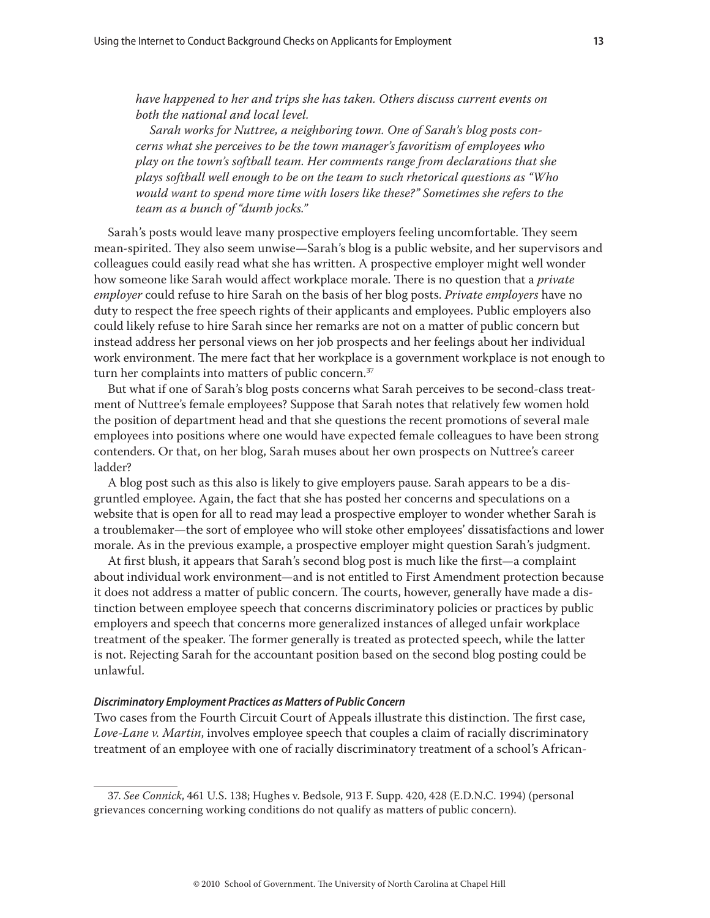*have happened to her and trips she has taken. Others discuss current events on both the national and local level.*

*Sarah works for Nuttree, a neighboring town. One of Sarah's blog posts concerns what she perceives to be the town manager's favoritism of employees who play on the town's softball team. Her comments range from declarations that she plays softball well enough to be on the team to such rhetorical questions as "Who would want to spend more time with losers like these?" Sometimes she refers to the team as a bunch of "dumb jocks."*

Sarah's posts would leave many prospective employers feeling uncomfortable. They seem mean-spirited. They also seem unwise—Sarah's blog is a public website, and her supervisors and colleagues could easily read what she has written. A prospective employer might well wonder how someone like Sarah would affect workplace morale. There is no question that a *private employer* could refuse to hire Sarah on the basis of her blog posts. *Private employers* have no duty to respect the free speech rights of their applicants and employees. Public employers also could likely refuse to hire Sarah since her remarks are not on a matter of public concern but instead address her personal views on her job prospects and her feelings about her individual work environment. The mere fact that her workplace is a government workplace is not enough to turn her complaints into matters of public concern.[37]

But what if one of Sarah's blog posts concerns what Sarah perceives to be second-class treatment of Nuttree's female employees? Suppose that Sarah notes that relatively few women hold the position of department head and that she questions the recent promotions of several male employees into positions where one would have expected female colleagues to have been strong contenders. Or that, on her blog, Sarah muses about her own prospects on Nuttree's career ladder?

A blog post such as this also is likely to give employers pause. Sarah appears to be a disgruntled employee. Again, the fact that she has posted her concerns and speculations on a website that is open for all to read may lead a prospective employer to wonder whether Sarah is a troublemaker—the sort of employee who will stoke other employees' dissatisfactions and lower morale. As in the previous example, a prospective employer might question Sarah's judgment.

At first blush, it appears that Sarah's second blog post is much like the first—a complaint about individual work environment—and is not entitled to First Amendment protection because it does not address a matter of public concern. The courts, however, generally have made a distinction between employee speech that concerns discriminatory policies or practices by public employers and speech that concerns more generalized instances of alleged unfair workplace treatment of the speaker. The former generally is treated as protected speech, while the latter is not. Rejecting Sarah for the accountant position based on the second blog posting could be unlawful.

#### *Discriminatory Employment Practices as Matters of Public Concern*

Two cases from the Fourth Circuit Court of Appeals illustrate this distinction. The first case, *Love-Lane v. Martin*, involves employee speech that couples a claim of racially discriminatory treatment of an employee with one of racially discriminatory treatment of a school's African-

---

37. *See Connick*, 461 U.S. 138; Hughes v. Bedsole, 913 F. Supp. 420, 428 (E.D.N.C. 1994) (personal grievances concerning working conditions do not qualify as matters of public concern).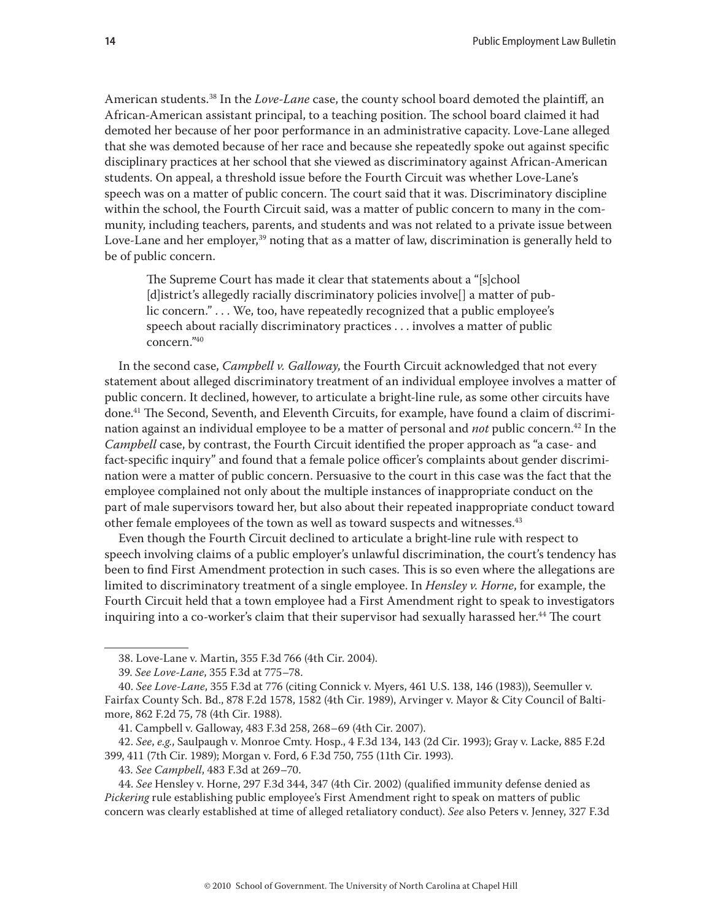American students.[38] In the *Love-Lane* case, the county school board demoted the plaintiff, an African-American assistant principal, to a teaching position. The school board claimed it had demoted her because of her poor performance in an administrative capacity. Love-Lane alleged that she was demoted because of her race and because she repeatedly spoke out against specific disciplinary practices at her school that she viewed as discriminatory against African-American students. On appeal, a threshold issue before the Fourth Circuit was whether Love-Lane's speech was on a matter of public concern. The court said that it was. Discriminatory discipline within the school, the Fourth Circuit said, was a matter of public concern to many in the community, including teachers, parents, and students and was not related to a private issue between Love-Lane and her employer,[39] noting that as a matter of law, discrimination is generally held to be of public concern.

> The Supreme Court has made it clear that statements about a "[s]chool [d]istrict's allegedly racially discriminatory policies involve[] a matter of public concern." . . . We, too, have repeatedly recognized that a public employee's speech about racially discriminatory practices . . . involves a matter of public concern."[40]

In the second case, *Campbell v. Galloway*, the Fourth Circuit acknowledged that not every statement about alleged discriminatory treatment of an individual employee involves a matter of public concern. It declined, however, to articulate a bright-line rule, as some other circuits have done.[41] The Second, Seventh, and Eleventh Circuits, for example, have found a claim of discrimination against an individual employee to be a matter of personal and *not* public concern.[42] In the *Campbell* case, by contrast, the Fourth Circuit identified the proper approach as "a case- and fact-specific inquiry" and found that a female police officer's complaints about gender discrimination were a matter of public concern. Persuasive to the court in this case was the fact that the employee complained not only about the multiple instances of inappropriate conduct on the part of male supervisors toward her, but also about their repeated inappropriate conduct toward other female employees of the town as well as toward suspects and witnesses.[43]

Even though the Fourth Circuit declined to articulate a bright-line rule with respect to speech involving claims of a public employer's unlawful discrimination, the court's tendency has been to find First Amendment protection in such cases. This is so even where the allegations are limited to discriminatory treatment of a single employee. In *Hensley v. Horne*, for example, the Fourth Circuit held that a town employee had a First Amendment right to speak to investigators inquiring into a co-worker's claim that their supervisor had sexually harassed her.[44] The court

---

38. Love-Lane v. Martin, 355 F.3d 766 (4th Cir. 2004).

39. *See Love-Lane*, 355 F.3d at 775–78.

40. *See Love-Lane*, 355 F.3d at 776 (citing Connick v. Myers, 461 U.S. 138, 146 (1983)), Seemuller v. Fairfax County Sch. Bd., 878 F.2d 1578, 1582 (4th Cir. 1989), Arvinger v. Mayor & City Council of Baltimore, 862 F.2d 75, 78 (4th Cir. 1988).

41. Campbell v. Galloway, 483 F.3d 258, 268–69 (4th Cir. 2007).

42. *See*, *e.g.*, Saulpaugh v. Monroe Cmty. Hosp., 4 F.3d 134, 143 (2d Cir. 1993); Gray v. Lacke, 885 F.2d 399, 411 (7th Cir. 1989); Morgan v. Ford, 6 F.3d 750, 755 (11th Cir. 1993).

43. *See Campbell*, 483 F.3d at 269–70.

44. *See* Hensley v. Horne, 297 F.3d 344, 347 (4th Cir. 2002) (qualified immunity defense denied as *Pickering* rule establishing public employee's First Amendment right to speak on matters of public concern was clearly established at time of alleged retaliatory conduct). *See* also Peters v. Jenney, 327 F.3d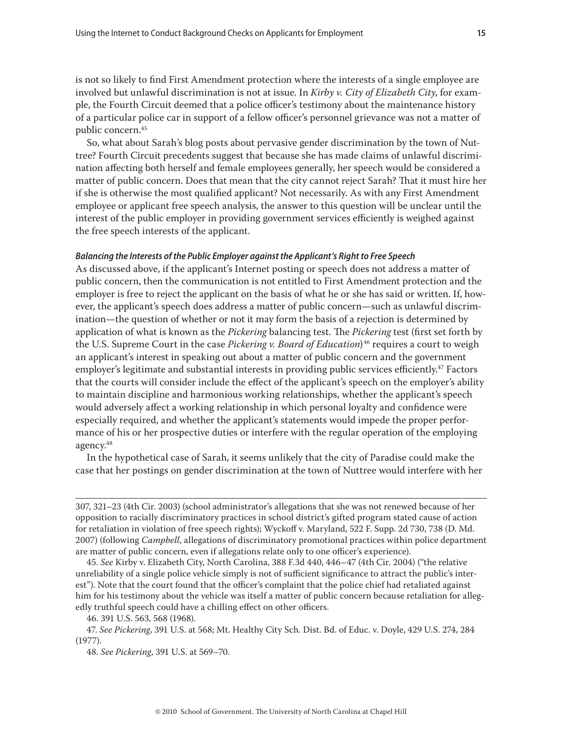is not so likely to find First Amendment protection where the interests of a single employee are involved but unlawful discrimination is not at issue. In *Kirby v. City of Elizabeth City*, for example, the Fourth Circuit deemed that a police officer's testimony about the maintenance history of a particular police car in support of a fellow officer's personnel grievance was not a matter of public concern.[45]

So, what about Sarah's blog posts about pervasive gender discrimination by the town of Nuttree? Fourth Circuit precedents suggest that because she has made claims of unlawful discrimination affecting both herself and female employees generally, her speech would be considered a matter of public concern. Does that mean that the city cannot reject Sarah? That it must hire her if she is otherwise the most qualified applicant? Not necessarily. As with any First Amendment employee or applicant free speech analysis, the answer to this question will be unclear until the interest of the public employer in providing government services efficiently is weighed against the free speech interests of the applicant.

#### *Balancing the Interests of the Public Employer against the Applicant's Right to Free Speech*

As discussed above, if the applicant's Internet posting or speech does not address a matter of public concern, then the communication is not entitled to First Amendment protection and the employer is free to reject the applicant on the basis of what he or she has said or written. If, however, the applicant's speech does address a matter of public concern—such as unlawful discrimination—the question of whether or not it may form the basis of a rejection is determined by application of what is known as the *Pickering* balancing test. The *Pickering* test (first set forth by the U.S. Supreme Court in the case *Pickering v. Board of Education*)[46] requires a court to weigh an applicant's interest in speaking out about a matter of public concern and the government employer's legitimate and substantial interests in providing public services efficiently.[47] Factors that the courts will consider include the effect of the applicant's speech on the employer's ability to maintain discipline and harmonious working relationships, whether the applicant's speech would adversely affect a working relationship in which personal loyalty and confidence were especially required, and whether the applicant's statements would impede the proper performance of his or her prospective duties or interfere with the regular operation of the employing agency.[48]

In the hypothetical case of Sarah, it seems unlikely that the city of Paradise could make the case that her postings on gender discrimination at the town of Nuttree would interfere with her

---

307, 321–23 (4th Cir. 2003) (school administrator's allegations that she was not renewed because of her opposition to racially discriminatory practices in school district's gifted program stated cause of action for retaliation in violation of free speech rights); Wyckoff v. Maryland, 522 F. Supp. 2d 730, 738 (D. Md. 2007) (following *Campbell*, allegations of discriminatory promotional practices within police department are matter of public concern, even if allegations relate only to one officer's experience).

45. *See* Kirby v. Elizabeth City, North Carolina, 388 F.3d 440, 446–47 (4th Cir. 2004) ("the relative unreliability of a single police vehicle simply is not of sufficient significance to attract the public's interest"). Note that the court found that the officer's complaint that the police chief had retaliated against him for his testimony about the vehicle was itself a matter of public concern because retaliation for allegedly truthful speech could have a chilling effect on other officers.

46. 391 U.S. 563, 568 (1968).

47. *See Pickering*, 391 U.S. at 568; Mt. Healthy City Sch. Dist. Bd. of Educ. v. Doyle, 429 U.S. 274, 284 (1977).

48. *See Pickering*, 391 U.S. at 569–70.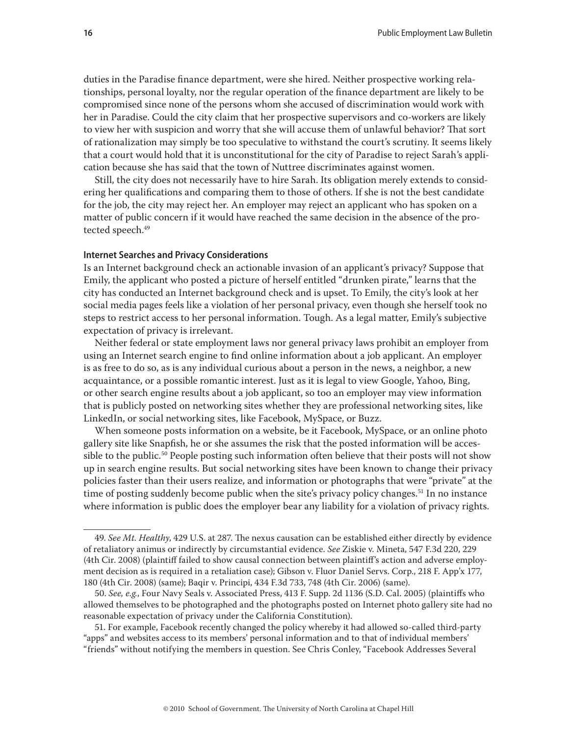duties in the Paradise finance department, were she hired. Neither prospective working relationships, personal loyalty, nor the regular operation of the finance department are likely to be compromised since none of the persons whom she accused of discrimination would work with her in Paradise. Could the city claim that her prospective supervisors and co-workers are likely to view her with suspicion and worry that she will accuse them of unlawful behavior? That sort of rationalization may simply be too speculative to withstand the court's scrutiny. It seems likely that a court would hold that it is unconstitutional for the city of Paradise to reject Sarah's application because she has said that the town of Nuttree discriminates against women.

Still, the city does not necessarily have to hire Sarah. Its obligation merely extends to considering her qualifications and comparing them to those of others. If she is not the best candidate for the job, the city may reject her. An employer may reject an applicant who has spoken on a matter of public concern if it would have reached the same decision in the absence of the protected speech.[49]

#### Internet Searches and Privacy Considerations

Is an Internet background check an actionable invasion of an applicant's privacy? Suppose that Emily, the applicant who posted a picture of herself entitled "drunken pirate," learns that the city has conducted an Internet background check and is upset. To Emily, the city's look at her social media pages feels like a violation of her personal privacy, even though she herself took no steps to restrict access to her personal information. Tough. As a legal matter, Emily's subjective expectation of privacy is irrelevant.

Neither federal or state employment laws nor general privacy laws prohibit an employer from using an Internet search engine to find online information about a job applicant. An employer is as free to do so, as is any individual curious about a person in the news, a neighbor, a new acquaintance, or a possible romantic interest. Just as it is legal to view Google, Yahoo, Bing, or other search engine results about a job applicant, so too an employer may view information that is publicly posted on networking sites whether they are professional networking sites, like LinkedIn, or social networking sites, like Facebook, MySpace, or Buzz.

When someone posts information on a website, be it Facebook, MySpace, or an online photo gallery site like Snapfish, he or she assumes the risk that the posted information will be accessible to the public.[50] People posting such information often believe that their posts will not show up in search engine results. But social networking sites have been known to change their privacy policies faster than their users realize, and information or photographs that were "private" at the time of posting suddenly become public when the site's privacy policy changes.[51] In no instance where information is public does the employer bear any liability for a violation of privacy rights.

---

49. *See Mt. Healthy*, 429 U.S. at 287. The nexus causation can be established either directly by evidence of retaliatory animus or indirectly by circumstantial evidence. *See* Ziskie v. Mineta, 547 F.3d 220, 229 (4th Cir. 2008) (plaintiff failed to show causal connection between plaintiff's action and adverse employment decision as is required in a retaliation case); Gibson v. Fluor Daniel Servs. Corp., 218 F. App'x 177, 180 (4th Cir. 2008) (same); Baqir v. Principi, 434 F.3d 733, 748 (4th Cir. 2006) (same).

50. *See, e.g.*, Four Navy Seals v. Associated Press, 413 F. Supp. 2d 1136 (S.D. Cal. 2005) (plaintiffs who allowed themselves to be photographed and the photographs posted on Internet photo gallery site had no reasonable expectation of privacy under the California Constitution).

51. For example, Facebook recently changed the policy whereby it had allowed so-called third-party "apps" and websites access to its members' personal information and to that of individual members' "friends" without notifying the members in question. See Chris Conley, "Facebook Addresses Several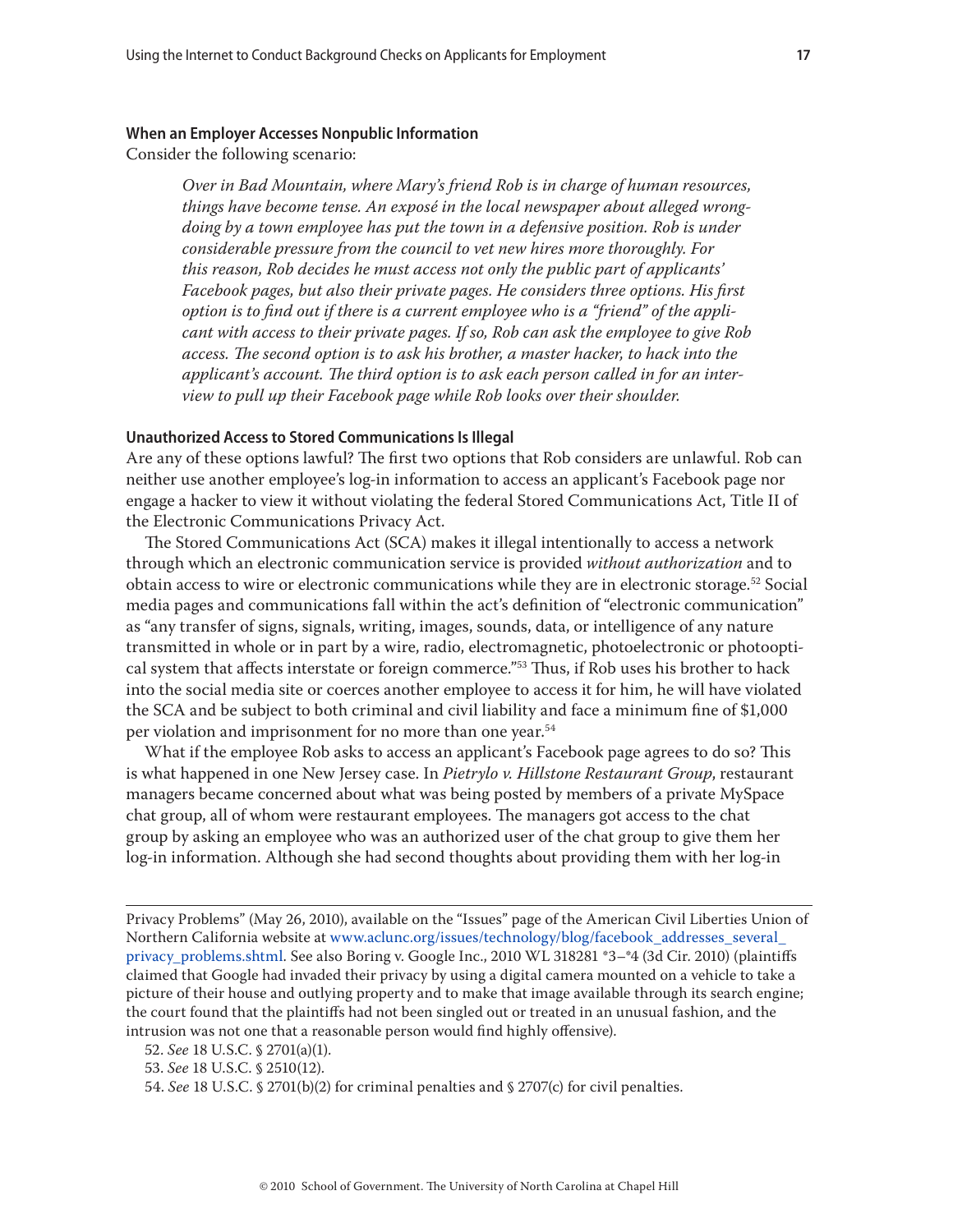### When an Employer Accesses Nonpublic Information

Consider the following scenario:

> *Over in Bad Mountain, where Mary's friend Rob is in charge of human resources, things have become tense. An exposé in the local newspaper about alleged wrongdoing by a town employee has put the town in a defensive position. Rob is under considerable pressure from the council to vet new hires more thoroughly. For this reason, Rob decides he must access not only the public part of applicants' Facebook pages, but also their private pages. He considers three options. His first option is to find out if there is a current employee who is a "friend" of the applicant with access to their private pages. If so, Rob can ask the employee to give Rob access. The second option is to ask his brother, a master hacker, to hack into the applicant's account. The third option is to ask each person called in for an interview to pull up their Facebook page while Rob looks over their shoulder.*

#### Unauthorized Access to Stored Communications Is Illegal

Are any of these options lawful? The first two options that Rob considers are unlawful. Rob can neither use another employee's log-in information to access an applicant's Facebook page nor engage a hacker to view it without violating the federal Stored Communications Act, Title II of the Electronic Communications Privacy Act.

The Stored Communications Act (SCA) makes it illegal intentionally to access a network through which an electronic communication service is provided *without authorization* and to obtain access to wire or electronic communications while they are in electronic storage.[52] Social media pages and communications fall within the act's definition of "electronic communication" as "any transfer of signs, signals, writing, images, sounds, data, or intelligence of any nature transmitted in whole or in part by a wire, radio, electromagnetic, photoelectronic or photooptical system that affects interstate or foreign commerce."[53] Thus, if Rob uses his brother to hack into the social media site or coerces another employee to access it for him, he will have violated the SCA and be subject to both criminal and civil liability and face a minimum fine of $1,000 per violation and imprisonment for no more than one year.[54]

What if the employee Rob asks to access an applicant's Facebook page agrees to do so? This is what happened in one New Jersey case. In *Pietrylo v. Hillstone Restaurant Group*, restaurant managers became concerned about what was being posted by members of a private MySpace chat group, all of whom were restaurant employees. The managers got access to the chat group by asking an employee who was an authorized user of the chat group to give them her log-in information. Although she had second thoughts about providing them with her log-in

---

Privacy Problems" (May 26, 2010), available on the "Issues" page of the American Civil Liberties Union of Northern California website at www.aclunc.org/issues/technology/blog/facebook_addresses_several_privacy_problems.shtml. See also Boring v. Google Inc., 2010 WL 318281 *3–*4 (3d Cir. 2010) (plaintiffs claimed that Google had invaded their privacy by using a digital camera mounted on a vehicle to take a picture of their house and outlying property and to make that image available through its search engine; the court found that the plaintiffs had not been singled out or treated in an unusual fashion, and the intrusion was not one that a reasonable person would find highly offensive).

52. *See* 18 U.S.C. § 2701(a)(1).

53. *See* 18 U.S.C. § 2510(12).

54. *See* 18 U.S.C. § 2701(b)(2) for criminal penalties and § 2707(c) for civil penalties.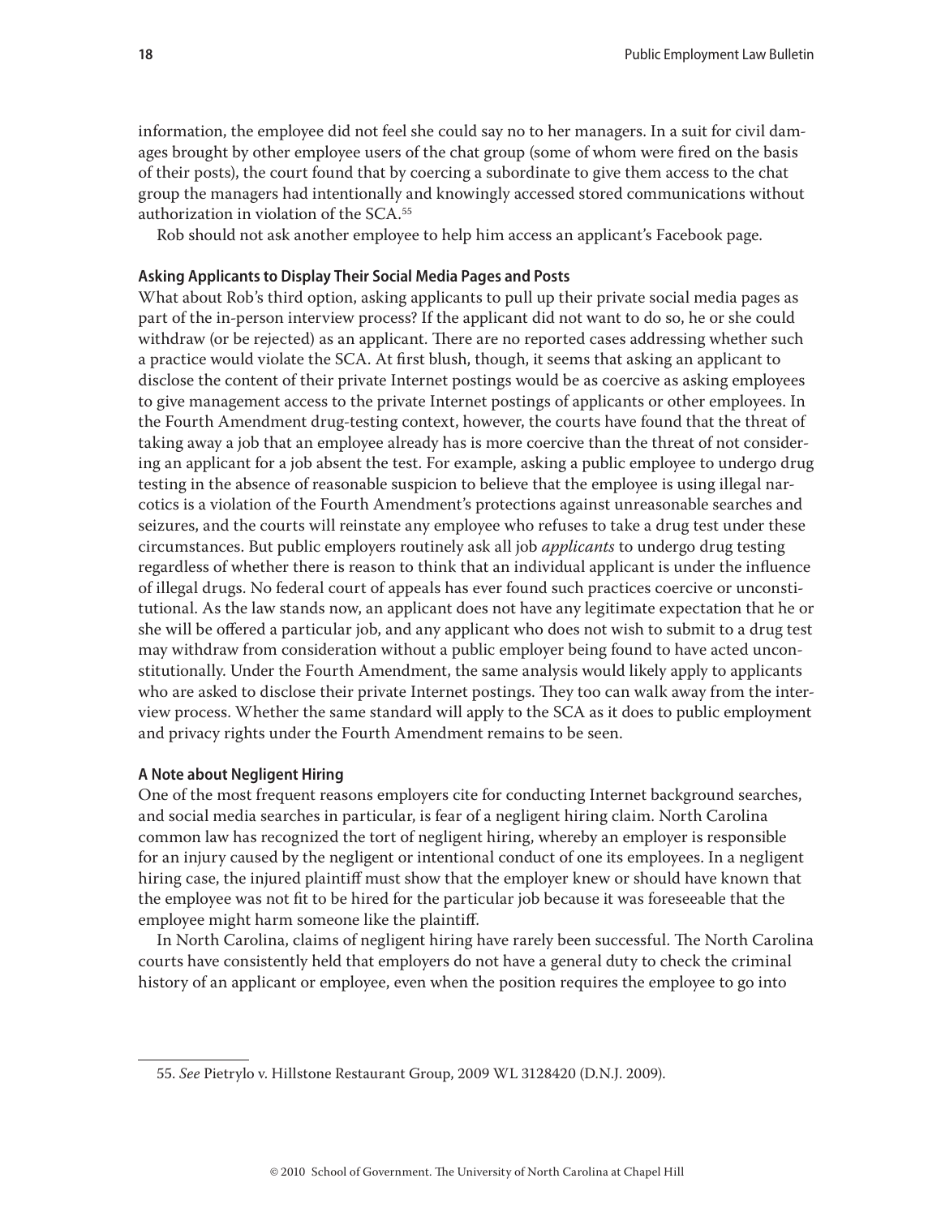information, the employee did not feel she could say no to her managers. In a suit for civil damages brought by other employee users of the chat group (some of whom were fired on the basis of their posts), the court found that by coercing a subordinate to give them access to the chat group the managers had intentionally and knowingly accessed stored communications without authorization in violation of the SCA.[55]

Rob should not ask another employee to help him access an applicant's Facebook page.

#### Asking Applicants to Display Their Social Media Pages and Posts

What about Rob's third option, asking applicants to pull up their private social media pages as part of the in-person interview process? If the applicant did not want to do so, he or she could withdraw (or be rejected) as an applicant. There are no reported cases addressing whether such a practice would violate the SCA. At first blush, though, it seems that asking an applicant to disclose the content of their private Internet postings would be as coercive as asking employees to give management access to the private Internet postings of applicants or other employees. In the Fourth Amendment drug-testing context, however, the courts have found that the threat of taking away a job that an employee already has is more coercive than the threat of not considering an applicant for a job absent the test. For example, asking a public employee to undergo drug testing in the absence of reasonable suspicion to believe that the employee is using illegal narcotics is a violation of the Fourth Amendment's protections against unreasonable searches and seizures, and the courts will reinstate any employee who refuses to take a drug test under these circumstances. But public employers routinely ask all job *applicants* to undergo drug testing regardless of whether there is reason to think that an individual applicant is under the influence of illegal drugs. No federal court of appeals has ever found such practices coercive or unconstitutional. As the law stands now, an applicant does not have any legitimate expectation that he or she will be offered a particular job, and any applicant who does not wish to submit to a drug test may withdraw from consideration without a public employer being found to have acted unconstitutionally. Under the Fourth Amendment, the same analysis would likely apply to applicants who are asked to disclose their private Internet postings. They too can walk away from the interview process. Whether the same standard will apply to the SCA as it does to public employment and privacy rights under the Fourth Amendment remains to be seen.

#### A Note about Negligent Hiring

One of the most frequent reasons employers cite for conducting Internet background searches, and social media searches in particular, is fear of a negligent hiring claim. North Carolina common law has recognized the tort of negligent hiring, whereby an employer is responsible for an injury caused by the negligent or intentional conduct of one its employees. In a negligent hiring case, the injured plaintiff must show that the employer knew or should have known that the employee was not fit to be hired for the particular job because it was foreseeable that the employee might harm someone like the plaintiff.

In North Carolina, claims of negligent hiring have rarely been successful. The North Carolina courts have consistently held that employers do not have a general duty to check the criminal history of an applicant or employee, even when the position requires the employee to go into

---

55. *See* Pietrylo v. Hillstone Restaurant Group, 2009 WL 3128420 (D.N.J. 2009).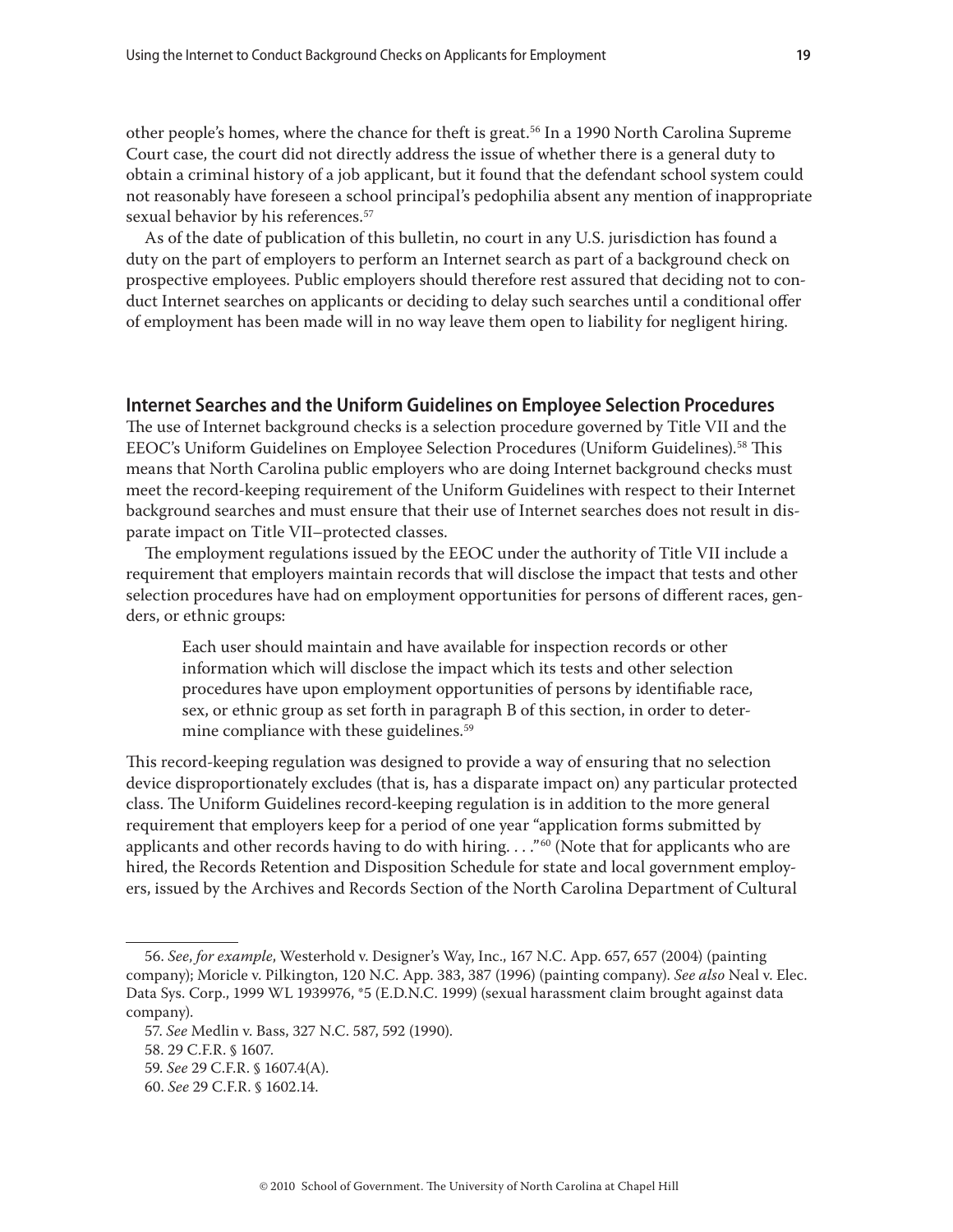other people's homes, where the chance for theft is great.[56] In a 1990 North Carolina Supreme Court case, the court did not directly address the issue of whether there is a general duty to obtain a criminal history of a job applicant, but it found that the defendant school system could not reasonably have foreseen a school principal's pedophilia absent any mention of inappropriate sexual behavior by his references.[57]

As of the date of publication of this bulletin, no court in any U.S. jurisdiction has found a duty on the part of employers to perform an Internet search as part of a background check on prospective employees. Public employers should therefore rest assured that deciding not to conduct Internet searches on applicants or deciding to delay such searches until a conditional offer of employment has been made will in no way leave them open to liability for negligent hiring.

## Internet Searches and the Uniform Guidelines on Employee Selection Procedures

The use of Internet background checks is a selection procedure governed by Title VII and the EEOC's Uniform Guidelines on Employee Selection Procedures (Uniform Guidelines).[58] This means that North Carolina public employers who are doing Internet background checks must meet the record-keeping requirement of the Uniform Guidelines with respect to their Internet background searches and must ensure that their use of Internet searches does not result in disparate impact on Title VII–protected classes.

The employment regulations issued by the EEOC under the authority of Title VII include a requirement that employers maintain records that will disclose the impact that tests and other selection procedures have had on employment opportunities for persons of different races, genders, or ethnic groups:

> Each user should maintain and have available for inspection records or other information which will disclose the impact which its tests and other selection procedures have upon employment opportunities of persons by identifiable race, sex, or ethnic group as set forth in paragraph B of this section, in order to determine compliance with these guidelines.[59]

This record-keeping regulation was designed to provide a way of ensuring that no selection device disproportionately excludes (that is, has a disparate impact on) any particular protected class. The Uniform Guidelines record-keeping regulation is in addition to the more general requirement that employers keep for a period of one year "application forms submitted by applicants and other records having to do with hiring. . . ."[60] (Note that for applicants who are hired, the Records Retention and Disposition Schedule for state and local government employers, issued by the Archives and Records Section of the North Carolina Department of Cultural

---

56. *See, for example*, Westerhold v. Designer's Way, Inc., 167 N.C. App. 657, 657 (2004) (painting company); Moricle v. Pilkington, 120 N.C. App. 383, 387 (1996) (painting company). *See also* Neal v. Elec. Data Sys. Corp., 1999 WL 1939976, *5 (E.D.N.C. 1999) (sexual harassment claim brought against data company).

57. *See* Medlin v. Bass, 327 N.C. 587, 592 (1990).

58. 29 C.F.R. § 1607.

59. *See* 29 C.F.R. § 1607.4(A).

60. *See* 29 C.F.R. § 1602.14.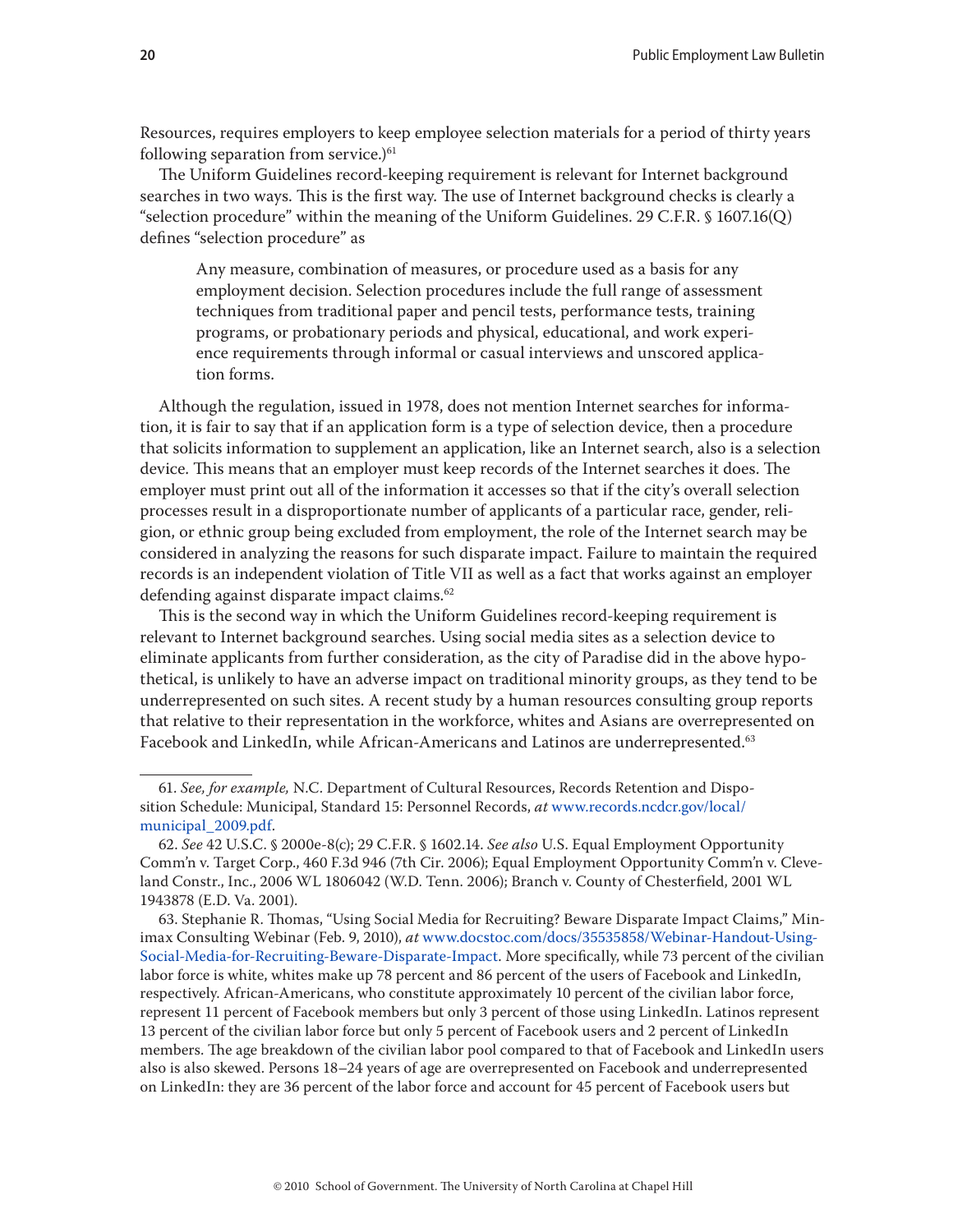Resources, requires employers to keep employee selection materials for a period of thirty years following separation from service.)[61]

The Uniform Guidelines record-keeping requirement is relevant for Internet background searches in two ways. This is the first way. The use of Internet background checks is clearly a "selection procedure" within the meaning of the Uniform Guidelines. 29 C.F.R. § 1607.16(Q) defines "selection procedure" as

> Any measure, combination of measures, or procedure used as a basis for any employment decision. Selection procedures include the full range of assessment techniques from traditional paper and pencil tests, performance tests, training programs, or probationary periods and physical, educational, and work experience requirements through informal or casual interviews and unscored application forms.

Although the regulation, issued in 1978, does not mention Internet searches for information, it is fair to say that if an application form is a type of selection device, then a procedure that solicits information to supplement an application, like an Internet search, also is a selection device. This means that an employer must keep records of the Internet searches it does. The employer must print out all of the information it accesses so that if the city's overall selection processes result in a disproportionate number of applicants of a particular race, gender, religion, or ethnic group being excluded from employment, the role of the Internet search may be considered in analyzing the reasons for such disparate impact. Failure to maintain the required records is an independent violation of Title VII as well as a fact that works against an employer defending against disparate impact claims.[62]

This is the second way in which the Uniform Guidelines record-keeping requirement is relevant to Internet background searches. Using social media sites as a selection device to eliminate applicants from further consideration, as the city of Paradise did in the above hypothetical, is unlikely to have an adverse impact on traditional minority groups, as they tend to be underrepresented on such sites. A recent study by a human resources consulting group reports that relative to their representation in the workforce, whites and Asians are overrepresented on Facebook and LinkedIn, while African-Americans and Latinos are underrepresented.[63]

---

61. *See, for example,* N.C. Department of Cultural Resources, Records Retention and Disposition Schedule: Municipal, Standard 15: Personnel Records, *at* www.records.ncdcr.gov/local/municipal_2009.pdf.

62. *See* 42 U.S.C. § 2000e-8(c); 29 C.F.R. § 1602.14. *See also* U.S. Equal Employment Opportunity Comm'n v. Target Corp., 460 F.3d 946 (7th Cir. 2006); Equal Employment Opportunity Comm'n v. Cleveland Constr., Inc., 2006 WL 1806042 (W.D. Tenn. 2006); Branch v. County of Chesterfield, 2001 WL 1943878 (E.D. Va. 2001).

63. Stephanie R. Thomas, "Using Social Media for Recruiting? Beware Disparate Impact Claims," Minimax Consulting Webinar (Feb. 9, 2010), *at* www.docstoc.com/docs/35535858/Webinar-Handout-Using-Social-Media-for-Recruiting-Beware-Disparate-Impact. More specifically, while 73 percent of the civilian labor force is white, whites make up 78 percent and 86 percent of the users of Facebook and LinkedIn, respectively. African-Americans, who constitute approximately 10 percent of the civilian labor force, represent 11 percent of Facebook members but only 3 percent of those using LinkedIn. Latinos represent 13 percent of the civilian labor force but only 5 percent of Facebook users and 2 percent of LinkedIn members. The age breakdown of the civilian labor pool compared to that of Facebook and LinkedIn users also is also skewed. Persons 18–24 years of age are overrepresented on Facebook and underrepresented on LinkedIn: they are 36 percent of the labor force and account for 45 percent of Facebook users but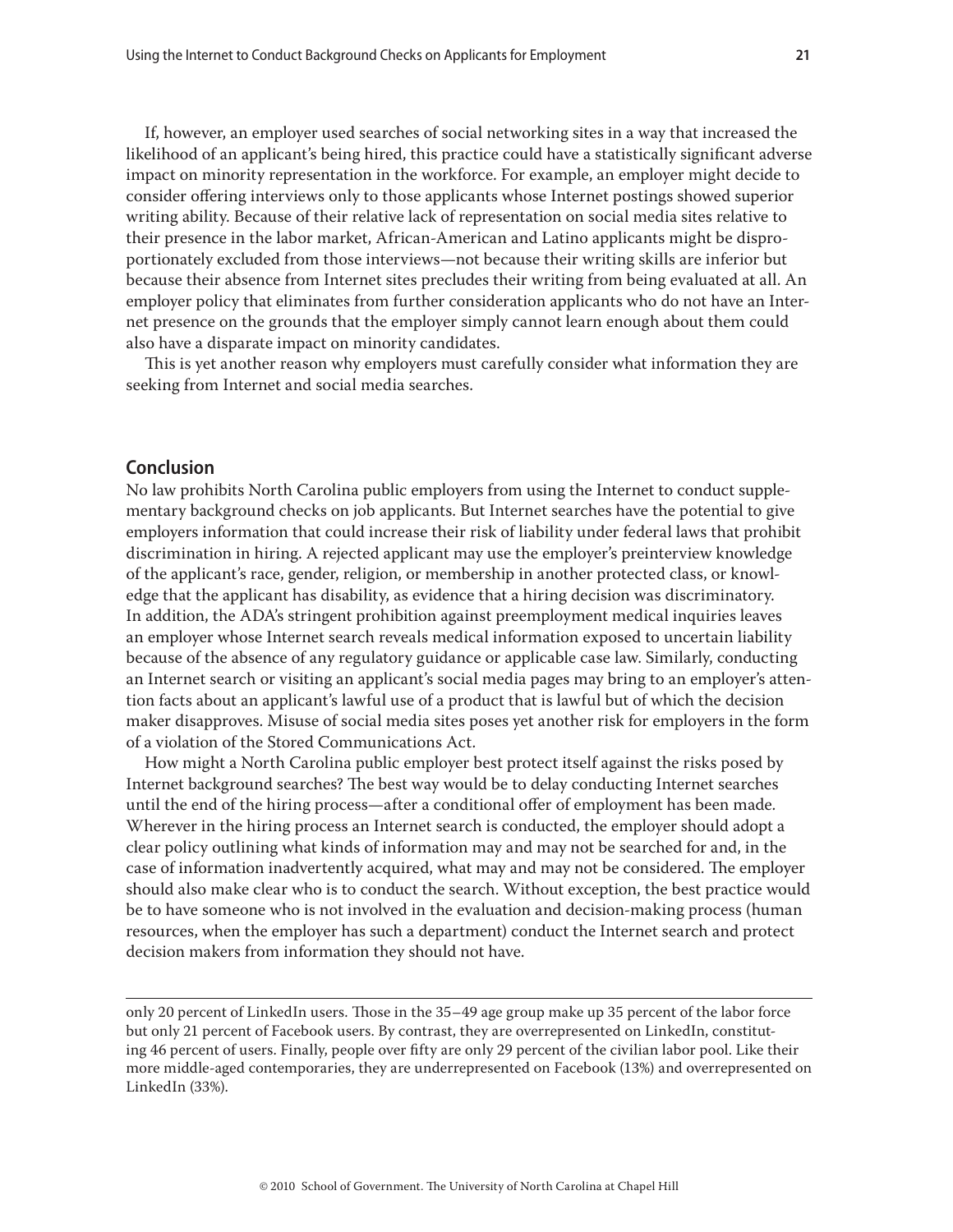If, however, an employer used searches of social networking sites in a way that increased the likelihood of an applicant's being hired, this practice could have a statistically significant adverse impact on minority representation in the workforce. For example, an employer might decide to consider offering interviews only to those applicants whose Internet postings showed superior writing ability. Because of their relative lack of representation on social media sites relative to their presence in the labor market, African-American and Latino applicants might be disproportionately excluded from those interviews—not because their writing skills are inferior but because their absence from Internet sites precludes their writing from being evaluated at all. An employer policy that eliminates from further consideration applicants who do not have an Internet presence on the grounds that the employer simply cannot learn enough about them could also have a disparate impact on minority candidates.

This is yet another reason why employers must carefully consider what information they are seeking from Internet and social media searches.

## Conclusion

No law prohibits North Carolina public employers from using the Internet to conduct supplementary background checks on job applicants. But Internet searches have the potential to give employers information that could increase their risk of liability under federal laws that prohibit discrimination in hiring. A rejected applicant may use the employer's preinterview knowledge of the applicant's race, gender, religion, or membership in another protected class, or knowledge that the applicant has disability, as evidence that a hiring decision was discriminatory. In addition, the ADA's stringent prohibition against preemployment medical inquiries leaves an employer whose Internet search reveals medical information exposed to uncertain liability because of the absence of any regulatory guidance or applicable case law. Similarly, conducting an Internet search or visiting an applicant's social media pages may bring to an employer's attention facts about an applicant's lawful use of a product that is lawful but of which the decision maker disapproves. Misuse of social media sites poses yet another risk for employers in the form of a violation of the Stored Communications Act.

How might a North Carolina public employer best protect itself against the risks posed by Internet background searches? The best way would be to delay conducting Internet searches until the end of the hiring process—after a conditional offer of employment has been made. Wherever in the hiring process an Internet search is conducted, the employer should adopt a clear policy outlining what kinds of information may and may not be searched for and, in the case of information inadvertently acquired, what may and may not be considered. The employer should also make clear who is to conduct the search. Without exception, the best practice would be to have someone who is not involved in the evaluation and decision-making process (human resources, when the employer has such a department) conduct the Internet search and protect decision makers from information they should not have.

---

only 20 percent of LinkedIn users. Those in the 35–49 age group make up 35 percent of the labor force but only 21 percent of Facebook users. By contrast, they are overrepresented on LinkedIn, constituting 46 percent of users. Finally, people over fifty are only 29 percent of the civilian labor pool. Like their more middle-aged contemporaries, they are underrepresented on Facebook (13%) and overrepresented on LinkedIn (33%).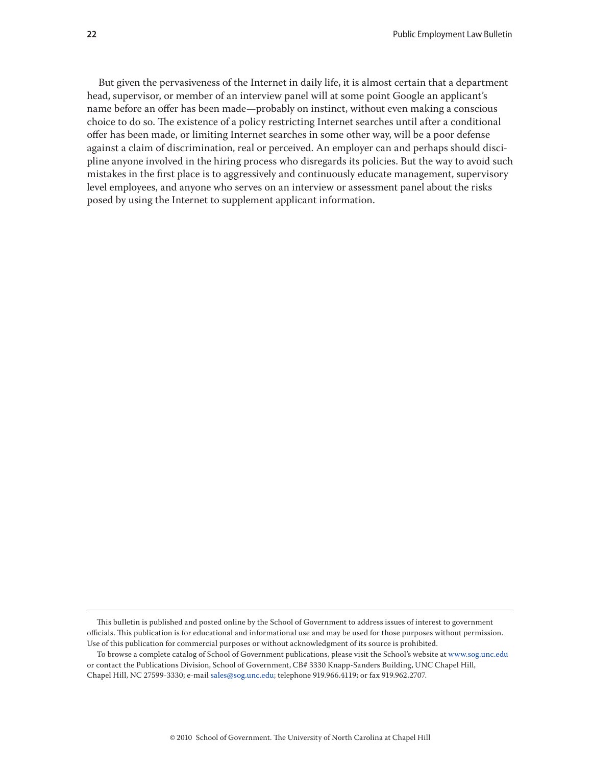But given the pervasiveness of the Internet in daily life, it is almost certain that a department head, supervisor, or member of an interview panel will at some point Google an applicant's name before an offer has been made—probably on instinct, without even making a conscious choice to do so. The existence of a policy restricting Internet searches until after a conditional offer has been made, or limiting Internet searches in some other way, will be a poor defense against a claim of discrimination, real or perceived. An employer can and perhaps should discipline anyone involved in the hiring process who disregards its policies. But the way to avoid such mistakes in the first place is to aggressively and continuously educate management, supervisory level employees, and anyone who serves on an interview or assessment panel about the risks posed by using the Internet to supplement applicant information.

---

This bulletin is published and posted online by the School of Government to address issues of interest to government officials. This publication is for educational and informational use and may be used for those purposes without permission. Use of this publication for commercial purposes or without acknowledgment of its source is prohibited.

To browse a complete catalog of School of Government publications, please visit the School's website at www.sog.unc.edu or contact the Publications Division, School of Government, CB# 3330 Knapp-Sanders Building, UNC Chapel Hill, Chapel Hill, NC 27599-3330; e-mail sales@sog.unc.edu; telephone 919.966.4119; or fax 919.962.2707.

© 2010 School of Government. The University of North Carolina at Chapel Hill